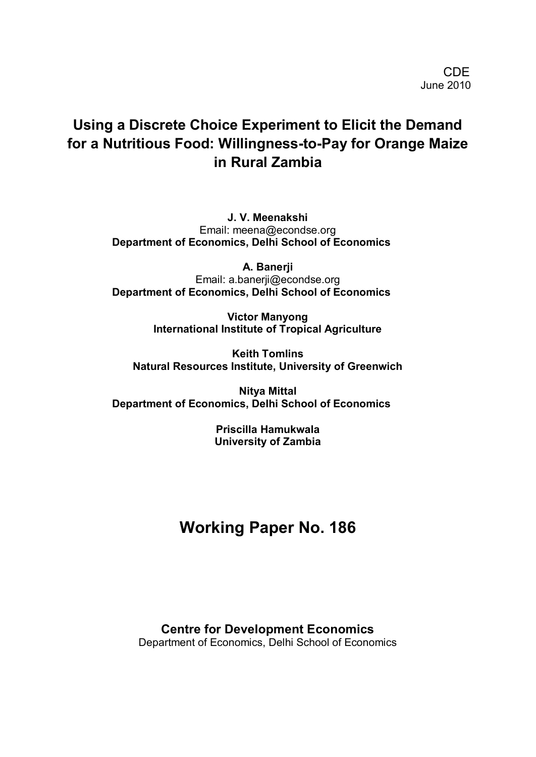CDE
June 2010

# Using a Discrete Choice Experiment to Elicit the Demand for a Nutritious Food: Willingness-to-Pay for Orange Maize in Rural Zambia

**J. V. Meenakshi**
Email: meena@econdse.org
**Department of Economics, Delhi School of Economics**

**A. Banerji**
Email: a.banerji@econdse.org
**Department of Economics, Delhi School of Economics**

**Victor Manyong**
**International Institute of Tropical Agriculture**

**Keith Tomlins**
**Natural Resources Institute, University of Greenwich**

**Nitya Mittal**
**Department of Economics, Delhi School of Economics**

**Priscilla Hamukwala**
**University of Zambia**

## Working Paper No. 186

**Centre for Development Economics**
Department of Economics, Delhi School of Economics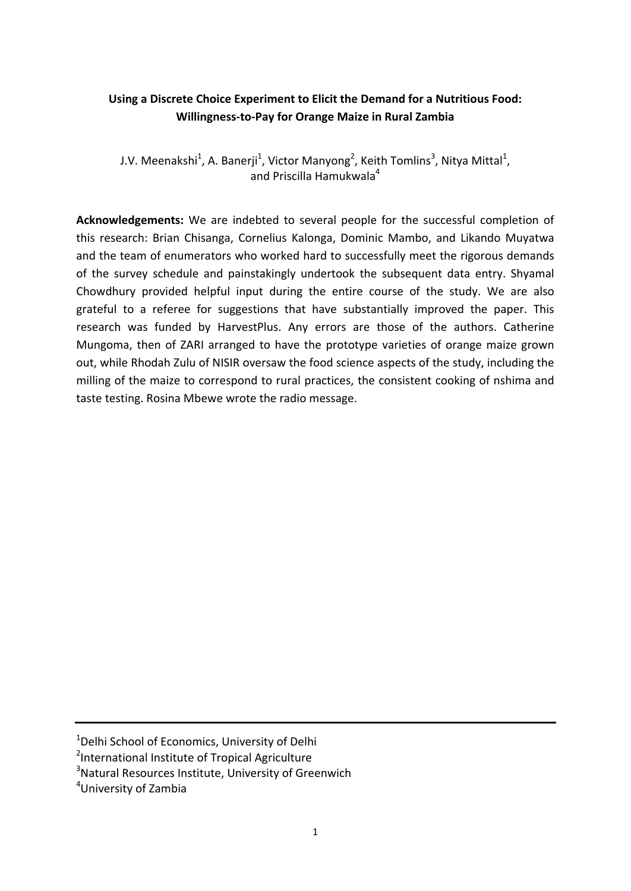**Using a Discrete Choice Experiment to Elicit the Demand for a Nutritious Food: Willingness-to-Pay for Orange Maize in Rural Zambia**

J.V. Meenakshi[1], A. Banerji[1], Victor Manyong[2], Keith Tomlins[3], Nitya Mittal[1], and Priscilla Hamukwala[4]

**Acknowledgements:** We are indebted to several people for the successful completion of this research: Brian Chisanga, Cornelius Kalonga, Dominic Mambo, and Likando Muyatwa and the team of enumerators who worked hard to successfully meet the rigorous demands of the survey schedule and painstakingly undertook the subsequent data entry. Shyamal Chowdhury provided helpful input during the entire course of the study. We are also grateful to a referee for suggestions that have substantially improved the paper. This research was funded by HarvestPlus. Any errors are those of the authors. Catherine Mungoma, then of ZARI arranged to have the prototype varieties of orange maize grown out, while Rhodah Zulu of NISIR oversaw the food science aspects of the study, including the milling of the maize to correspond to rural practices, the consistent cooking of nshima and taste testing. Rosina Mbewe wrote the radio message.

---

[1]Delhi School of Economics, University of Delhi

[2]International Institute of Tropical Agriculture

[3]Natural Resources Institute, University of Greenwich

[4]University of Zambia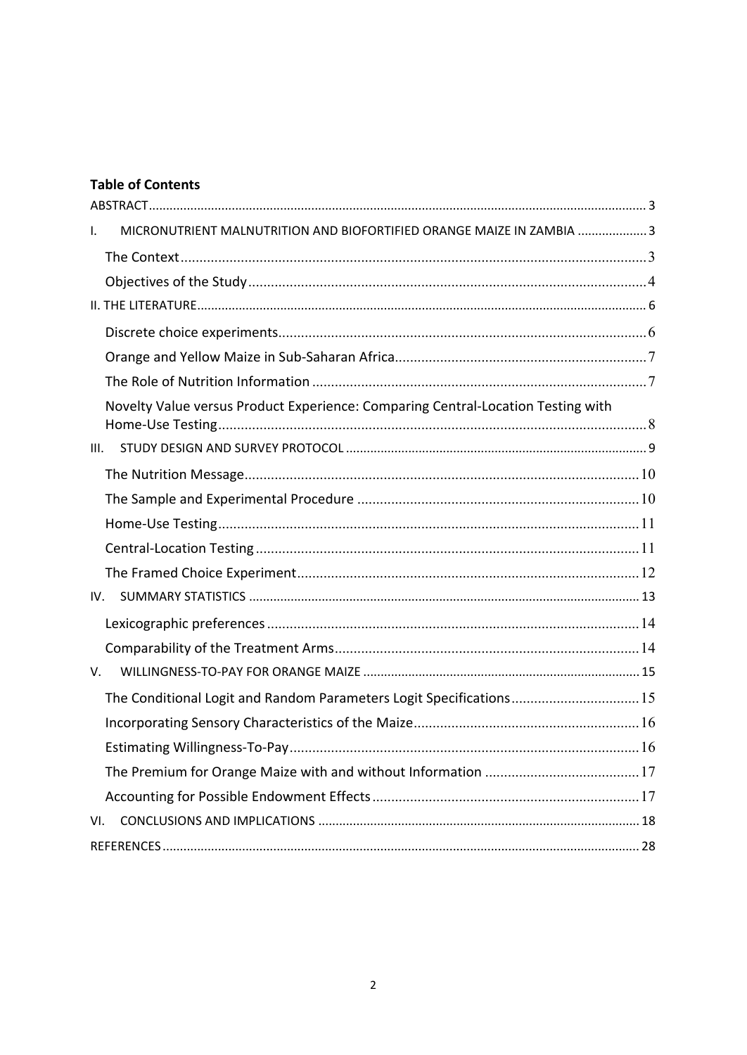**Table of Contents**

ABSTRACT ........................................................................................................................................ 3

I. MICRONUTRIENT MALNUTRITION AND BIOFORTIFIED ORANGE MAIZE IN ZAMBIA .................... 3

The Context ........................................................................................................................ 3

Objectives of the Study ...................................................................................................... 4

II. THE LITERATURE ............................................................................................................................ 6

Discrete choice experiments ............................................................................................... 6

Orange and Yellow Maize in Sub-Saharan Africa ................................................................. 7

The Role of Nutrition Information ....................................................................................... 7

Novelty Value versus Product Experience: Comparing Central-Location Testing with Home-Use Testing ............................................................................................................... 8

III. STUDY DESIGN AND SURVEY PROTOCOL ..................................................................................... 9

The Nutrition Message ...................................................................................................... 10

The Sample and Experimental Procedure .......................................................................... 10

Home-Use Testing ............................................................................................................. 11

Central-Location Testing .................................................................................................... 11

The Framed Choice Experiment ......................................................................................... 12

IV. SUMMARY STATISTICS ............................................................................................................. 13

Lexicographic preferences ................................................................................................. 14

Comparability of the Treatment Arms ............................................................................... 14

V. WILLINGNESS-TO-PAY FOR ORANGE MAIZE .............................................................................. 15

The Conditional Logit and Random Parameters Logit Specifications ................................. 15

Incorporating Sensory Characteristics of the Maize ........................................................... 16

Estimating Willingness-To-Pay ........................................................................................... 16

The Premium for Orange Maize with and without Information ......................................... 17

Accounting for Possible Endowment Effects ...................................................................... 17

VI. CONCLUSIONS AND IMPLICATIONS ........................................................................................... 18

REFERENCES ...................................................................................................................................... 28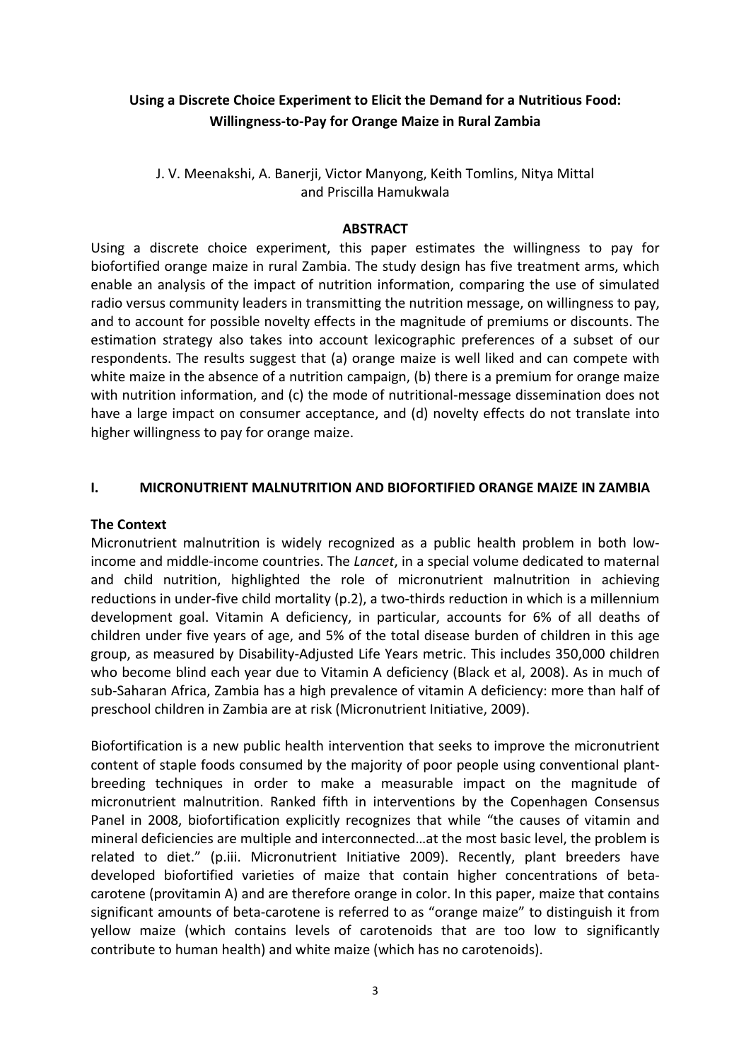**Using a Discrete Choice Experiment to Elicit the Demand for a Nutritious Food: Willingness-to-Pay for Orange Maize in Rural Zambia**

J. V. Meenakshi, A. Banerji, Victor Manyong, Keith Tomlins, Nitya Mittal and Priscilla Hamukwala

**ABSTRACT**

Using a discrete choice experiment, this paper estimates the willingness to pay for biofortified orange maize in rural Zambia. The study design has five treatment arms, which enable an analysis of the impact of nutrition information, comparing the use of simulated radio versus community leaders in transmitting the nutrition message, on willingness to pay, and to account for possible novelty effects in the magnitude of premiums or discounts. The estimation strategy also takes into account lexicographic preferences of a subset of our respondents. The results suggest that (a) orange maize is well liked and can compete with white maize in the absence of a nutrition campaign, (b) there is a premium for orange maize with nutrition information, and (c) the mode of nutritional-message dissemination does not have a large impact on consumer acceptance, and (d) novelty effects do not translate into higher willingness to pay for orange maize.

## I. MICRONUTRIENT MALNUTRITION AND BIOFORTIFIED ORANGE MAIZE IN ZAMBIA

**The Context**

Micronutrient malnutrition is widely recognized as a public health problem in both low-income and middle-income countries. The *Lancet*, in a special volume dedicated to maternal and child nutrition, highlighted the role of micronutrient malnutrition in achieving reductions in under-five child mortality (p.2), a two-thirds reduction in which is a millennium development goal. Vitamin A deficiency, in particular, accounts for 6% of all deaths of children under five years of age, and 5% of the total disease burden of children in this age group, as measured by Disability-Adjusted Life Years metric. This includes 350,000 children who become blind each year due to Vitamin A deficiency (Black et al, 2008). As in much of sub-Saharan Africa, Zambia has a high prevalence of vitamin A deficiency: more than half of preschool children in Zambia are at risk (Micronutrient Initiative, 2009).

Biofortification is a new public health intervention that seeks to improve the micronutrient content of staple foods consumed by the majority of poor people using conventional plant-breeding techniques in order to make a measurable impact on the magnitude of micronutrient malnutrition. Ranked fifth in interventions by the Copenhagen Consensus Panel in 2008, biofortification explicitly recognizes that while "the causes of vitamin and mineral deficiencies are multiple and interconnected…at the most basic level, the problem is related to diet." (p.iii. Micronutrient Initiative 2009). Recently, plant breeders have developed biofortified varieties of maize that contain higher concentrations of beta-carotene (provitamin A) and are therefore orange in color. In this paper, maize that contains significant amounts of beta-carotene is referred to as "orange maize" to distinguish it from yellow maize (which contains levels of carotenoids that are too low to significantly contribute to human health) and white maize (which has no carotenoids).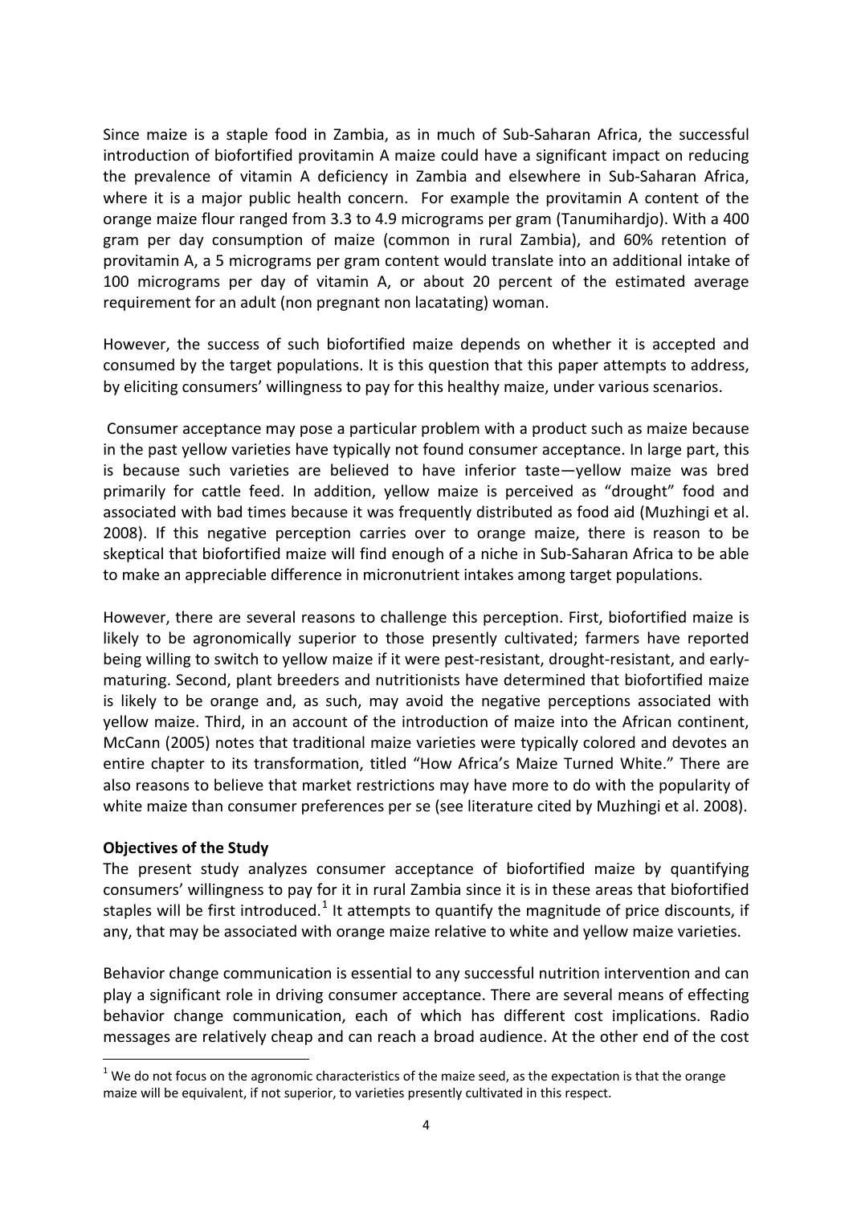Since maize is a staple food in Zambia, as in much of Sub-Saharan Africa, the successful introduction of biofortified provitamin A maize could have a significant impact on reducing the prevalence of vitamin A deficiency in Zambia and elsewhere in Sub-Saharan Africa, where it is a major public health concern. For example the provitamin A content of the orange maize flour ranged from 3.3 to 4.9 micrograms per gram (Tanumihardjo). With a 400 gram per day consumption of maize (common in rural Zambia), and 60% retention of provitamin A, a 5 micrograms per gram content would translate into an additional intake of 100 micrograms per day of vitamin A, or about 20 percent of the estimated average requirement for an adult (non pregnant non lacatating) woman.

However, the success of such biofortified maize depends on whether it is accepted and consumed by the target populations. It is this question that this paper attempts to address, by eliciting consumers' willingness to pay for this healthy maize, under various scenarios.

Consumer acceptance may pose a particular problem with a product such as maize because in the past yellow varieties have typically not found consumer acceptance. In large part, this is because such varieties are believed to have inferior taste—yellow maize was bred primarily for cattle feed. In addition, yellow maize is perceived as "drought" food and associated with bad times because it was frequently distributed as food aid (Muzhingi et al. 2008). If this negative perception carries over to orange maize, there is reason to be skeptical that biofortified maize will find enough of a niche in Sub-Saharan Africa to be able to make an appreciable difference in micronutrient intakes among target populations.

However, there are several reasons to challenge this perception. First, biofortified maize is likely to be agronomically superior to those presently cultivated; farmers have reported being willing to switch to yellow maize if it were pest-resistant, drought-resistant, and early-maturing. Second, plant breeders and nutritionists have determined that biofortified maize is likely to be orange and, as such, may avoid the negative perceptions associated with yellow maize. Third, in an account of the introduction of maize into the African continent, McCann (2005) notes that traditional maize varieties were typically colored and devotes an entire chapter to its transformation, titled "How Africa's Maize Turned White." There are also reasons to believe that market restrictions may have more to do with the popularity of white maize than consumer preferences per se (see literature cited by Muzhingi et al. 2008).

**Objectives of the Study**

The present study analyzes consumer acceptance of biofortified maize by quantifying consumers' willingness to pay for it in rural Zambia since it is in these areas that biofortified staples will be first introduced.[1] It attempts to quantify the magnitude of price discounts, if any, that may be associated with orange maize relative to white and yellow maize varieties.

Behavior change communication is essential to any successful nutrition intervention and can play a significant role in driving consumer acceptance. There are several means of effecting behavior change communication, each of which has different cost implications. Radio messages are relatively cheap and can reach a broad audience. At the other end of the cost

[1] We do not focus on the agronomic characteristics of the maize seed, as the expectation is that the orange maize will be equivalent, if not superior, to varieties presently cultivated in this respect.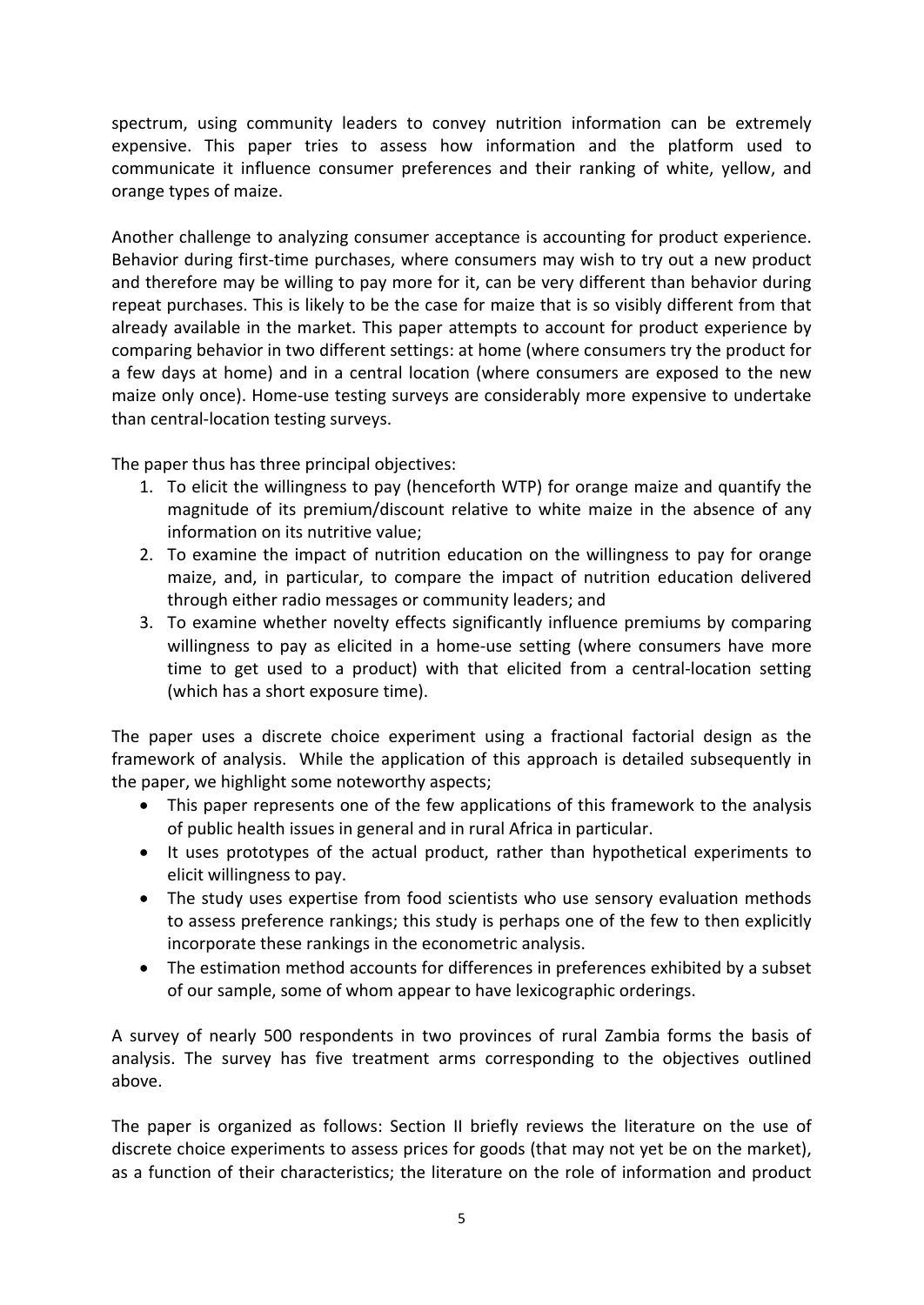spectrum, using community leaders to convey nutrition information can be extremely expensive. This paper tries to assess how information and the platform used to communicate it influence consumer preferences and their ranking of white, yellow, and orange types of maize.

Another challenge to analyzing consumer acceptance is accounting for product experience. Behavior during first-time purchases, where consumers may wish to try out a new product and therefore may be willing to pay more for it, can be very different than behavior during repeat purchases. This is likely to be the case for maize that is so visibly different from that already available in the market. This paper attempts to account for product experience by comparing behavior in two different settings: at home (where consumers try the product for a few days at home) and in a central location (where consumers are exposed to the new maize only once). Home-use testing surveys are considerably more expensive to undertake than central-location testing surveys.

The paper thus has three principal objectives:

1. To elicit the willingness to pay (henceforth WTP) for orange maize and quantify the magnitude of its premium/discount relative to white maize in the absence of any information on its nutritive value;
2. To examine the impact of nutrition education on the willingness to pay for orange maize, and, in particular, to compare the impact of nutrition education delivered through either radio messages or community leaders; and
3. To examine whether novelty effects significantly influence premiums by comparing willingness to pay as elicited in a home-use setting (where consumers have more time to get used to a product) with that elicited from a central-location setting (which has a short exposure time).

The paper uses a discrete choice experiment using a fractional factorial design as the framework of analysis. While the application of this approach is detailed subsequently in the paper, we highlight some noteworthy aspects;

- This paper represents one of the few applications of this framework to the analysis of public health issues in general and in rural Africa in particular.
- It uses prototypes of the actual product, rather than hypothetical experiments to elicit willingness to pay.
- The study uses expertise from food scientists who use sensory evaluation methods to assess preference rankings; this study is perhaps one of the few to then explicitly incorporate these rankings in the econometric analysis.
- The estimation method accounts for differences in preferences exhibited by a subset of our sample, some of whom appear to have lexicographic orderings.

A survey of nearly 500 respondents in two provinces of rural Zambia forms the basis of analysis. The survey has five treatment arms corresponding to the objectives outlined above.

The paper is organized as follows: Section II briefly reviews the literature on the use of discrete choice experiments to assess prices for goods (that may not yet be on the market), as a function of their characteristics; the literature on the role of information and product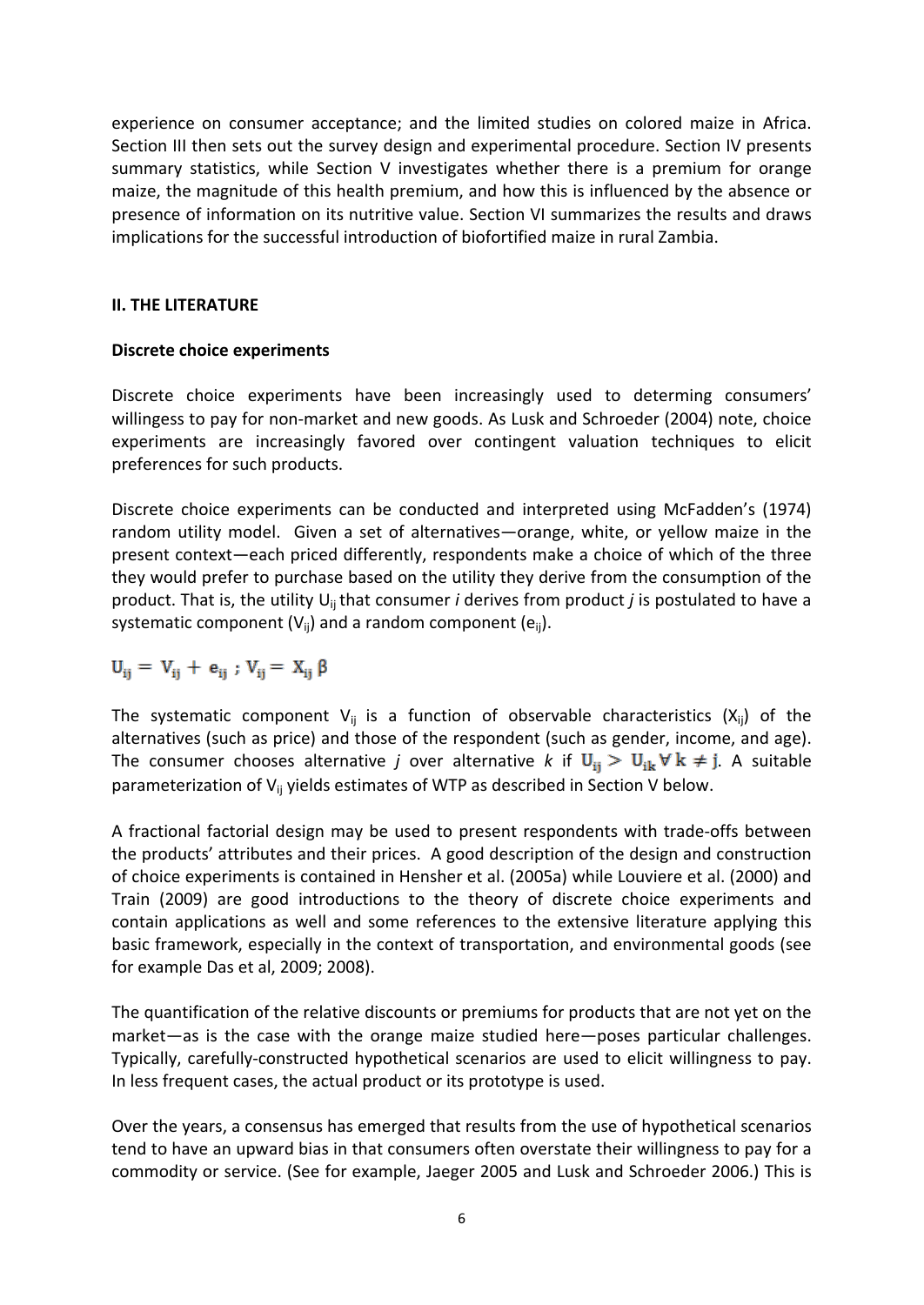experience on consumer acceptance; and the limited studies on colored maize in Africa. Section III then sets out the survey design and experimental procedure. Section IV presents summary statistics, while Section V investigates whether there is a premium for orange maize, the magnitude of this health premium, and how this is influenced by the absence or presence of information on its nutritive value. Section VI summarizes the results and draws implications for the successful introduction of biofortified maize in rural Zambia.

## II. THE LITERATURE

### Discrete choice experiments

Discrete choice experiments have been increasingly used to determing consumers' willingess to pay for non-market and new goods. As Lusk and Schroeder (2004) note, choice experiments are increasingly favored over contingent valuation techniques to elicit preferences for such products.

Discrete choice experiments can be conducted and interpreted using McFadden's (1974) random utility model. Given a set of alternatives—orange, white, or yellow maize in the present context—each priced differently, respondents make a choice of which of the three they would prefer to purchase based on the utility they derive from the consumption of the product. That is, the utility $U_{ij}$ that consumer *i* derives from product *j* is postulated to have a systematic component ($V_{ij}$) and a random component ($e_{ij}$).

$$U_{ij} = V_{ij} + e_{ij} \; ; \; V_{ij} = X_{ij}\,\beta$$

The systematic component $V_{ij}$ is a function of observable characteristics ($X_{ij}$) of the alternatives (such as price) and those of the respondent (such as gender, income, and age). The consumer chooses alternative *j* over alternative *k* if $U_{ij} > U_{ik} \; \forall \, k \neq j$. A suitable parameterization of $V_{ij}$ yields estimates of WTP as described in Section V below.

A fractional factorial design may be used to present respondents with trade-offs between the products' attributes and their prices. A good description of the design and construction of choice experiments is contained in Hensher et al. (2005a) while Louviere et al. (2000) and Train (2009) are good introductions to the theory of discrete choice experiments and contain applications as well and some references to the extensive literature applying this basic framework, especially in the context of transportation, and environmental goods (see for example Das et al, 2009; 2008).

The quantification of the relative discounts or premiums for products that are not yet on the market—as is the case with the orange maize studied here—poses particular challenges. Typically, carefully-constructed hypothetical scenarios are used to elicit willingness to pay. In less frequent cases, the actual product or its prototype is used.

Over the years, a consensus has emerged that results from the use of hypothetical scenarios tend to have an upward bias in that consumers often overstate their willingness to pay for a commodity or service. (See for example, Jaeger 2005 and Lusk and Schroeder 2006.) This is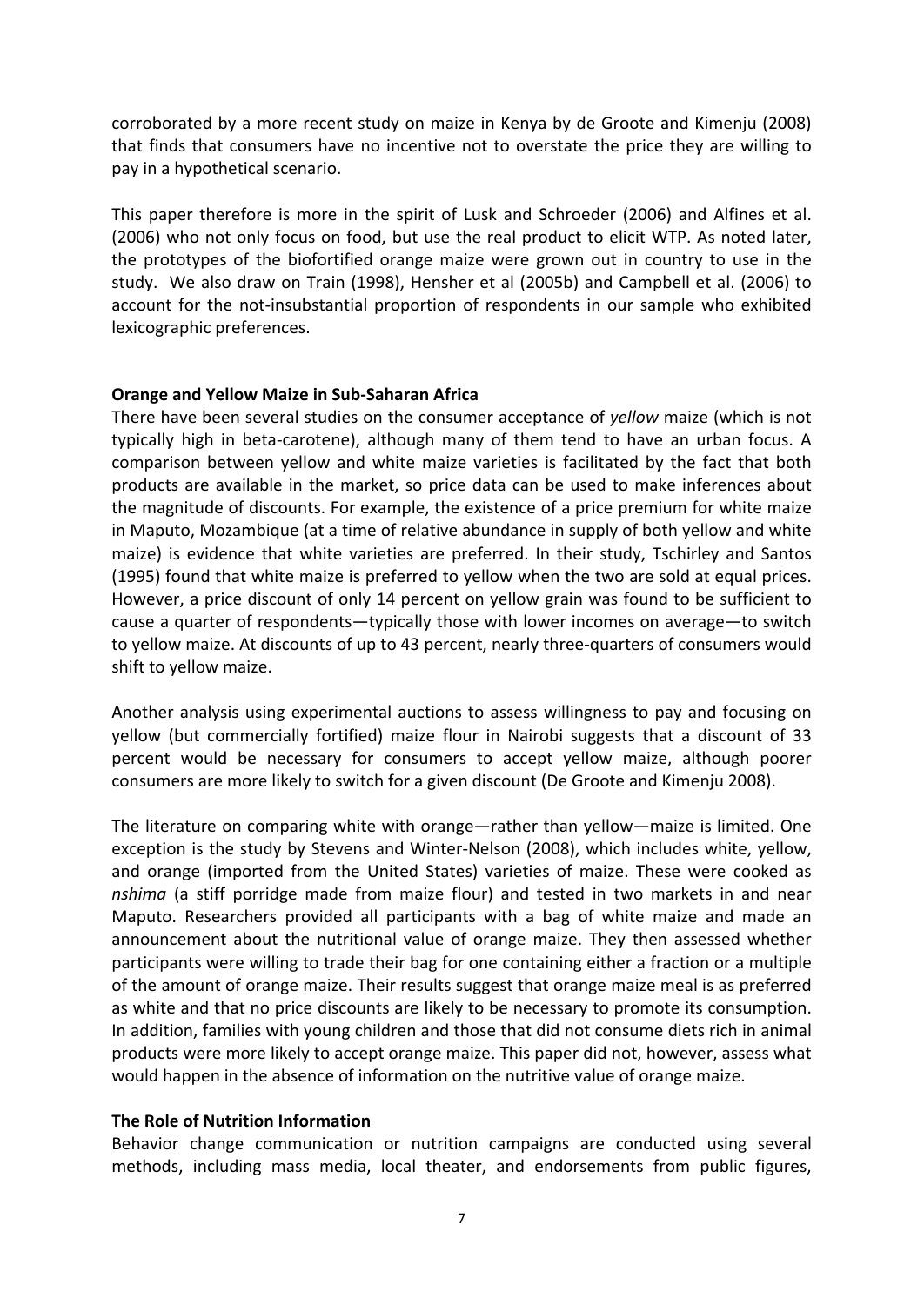corroborated by a more recent study on maize in Kenya by de Groote and Kimenju (2008) that finds that consumers have no incentive not to overstate the price they are willing to pay in a hypothetical scenario.

This paper therefore is more in the spirit of Lusk and Schroeder (2006) and Alfines et al. (2006) who not only focus on food, but use the real product to elicit WTP. As noted later, the prototypes of the biofortified orange maize were grown out in country to use in the study. We also draw on Train (1998), Hensher et al (2005b) and Campbell et al. (2006) to account for the not-insubstantial proportion of respondents in our sample who exhibited lexicographic preferences.

**Orange and Yellow Maize in Sub-Saharan Africa**

There have been several studies on the consumer acceptance of *yellow* maize (which is not typically high in beta-carotene), although many of them tend to have an urban focus. A comparison between yellow and white maize varieties is facilitated by the fact that both products are available in the market, so price data can be used to make inferences about the magnitude of discounts. For example, the existence of a price premium for white maize in Maputo, Mozambique (at a time of relative abundance in supply of both yellow and white maize) is evidence that white varieties are preferred. In their study, Tschirley and Santos (1995) found that white maize is preferred to yellow when the two are sold at equal prices. However, a price discount of only 14 percent on yellow grain was found to be sufficient to cause a quarter of respondents—typically those with lower incomes on average—to switch to yellow maize. At discounts of up to 43 percent, nearly three-quarters of consumers would shift to yellow maize.

Another analysis using experimental auctions to assess willingness to pay and focusing on yellow (but commercially fortified) maize flour in Nairobi suggests that a discount of 33 percent would be necessary for consumers to accept yellow maize, although poorer consumers are more likely to switch for a given discount (De Groote and Kimenju 2008).

The literature on comparing white with orange—rather than yellow—maize is limited. One exception is the study by Stevens and Winter-Nelson (2008), which includes white, yellow, and orange (imported from the United States) varieties of maize. These were cooked as *nshima* (a stiff porridge made from maize flour) and tested in two markets in and near Maputo. Researchers provided all participants with a bag of white maize and made an announcement about the nutritional value of orange maize. They then assessed whether participants were willing to trade their bag for one containing either a fraction or a multiple of the amount of orange maize. Their results suggest that orange maize meal is as preferred as white and that no price discounts are likely to be necessary to promote its consumption. In addition, families with young children and those that did not consume diets rich in animal products were more likely to accept orange maize. This paper did not, however, assess what would happen in the absence of information on the nutritive value of orange maize.

**The Role of Nutrition Information**

Behavior change communication or nutrition campaigns are conducted using several methods, including mass media, local theater, and endorsements from public figures,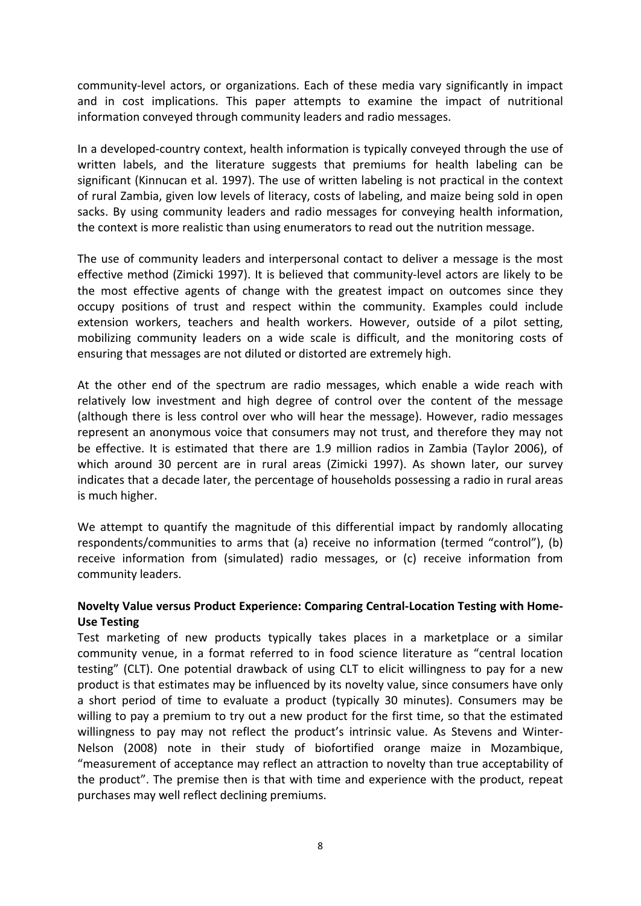community-level actors, or organizations. Each of these media vary significantly in impact and in cost implications. This paper attempts to examine the impact of nutritional information conveyed through community leaders and radio messages.

In a developed-country context, health information is typically conveyed through the use of written labels, and the literature suggests that premiums for health labeling can be significant (Kinnucan et al. 1997). The use of written labeling is not practical in the context of rural Zambia, given low levels of literacy, costs of labeling, and maize being sold in open sacks. By using community leaders and radio messages for conveying health information, the context is more realistic than using enumerators to read out the nutrition message.

The use of community leaders and interpersonal contact to deliver a message is the most effective method (Zimicki 1997). It is believed that community-level actors are likely to be the most effective agents of change with the greatest impact on outcomes since they occupy positions of trust and respect within the community. Examples could include extension workers, teachers and health workers. However, outside of a pilot setting, mobilizing community leaders on a wide scale is difficult, and the monitoring costs of ensuring that messages are not diluted or distorted are extremely high.

At the other end of the spectrum are radio messages, which enable a wide reach with relatively low investment and high degree of control over the content of the message (although there is less control over who will hear the message). However, radio messages represent an anonymous voice that consumers may not trust, and therefore they may not be effective. It is estimated that there are 1.9 million radios in Zambia (Taylor 2006), of which around 30 percent are in rural areas (Zimicki 1997). As shown later, our survey indicates that a decade later, the percentage of households possessing a radio in rural areas is much higher.

We attempt to quantify the magnitude of this differential impact by randomly allocating respondents/communities to arms that (a) receive no information (termed "control"), (b) receive information from (simulated) radio messages, or (c) receive information from community leaders.

**Novelty Value versus Product Experience: Comparing Central-Location Testing with Home-Use Testing**

Test marketing of new products typically takes places in a marketplace or a similar community venue, in a format referred to in food science literature as "central location testing" (CLT). One potential drawback of using CLT to elicit willingness to pay for a new product is that estimates may be influenced by its novelty value, since consumers have only a short period of time to evaluate a product (typically 30 minutes). Consumers may be willing to pay a premium to try out a new product for the first time, so that the estimated willingness to pay may not reflect the product's intrinsic value. As Stevens and Winter-Nelson (2008) note in their study of biofortified orange maize in Mozambique, "measurement of acceptance may reflect an attraction to novelty than true acceptability of the product". The premise then is that with time and experience with the product, repeat purchases may well reflect declining premiums.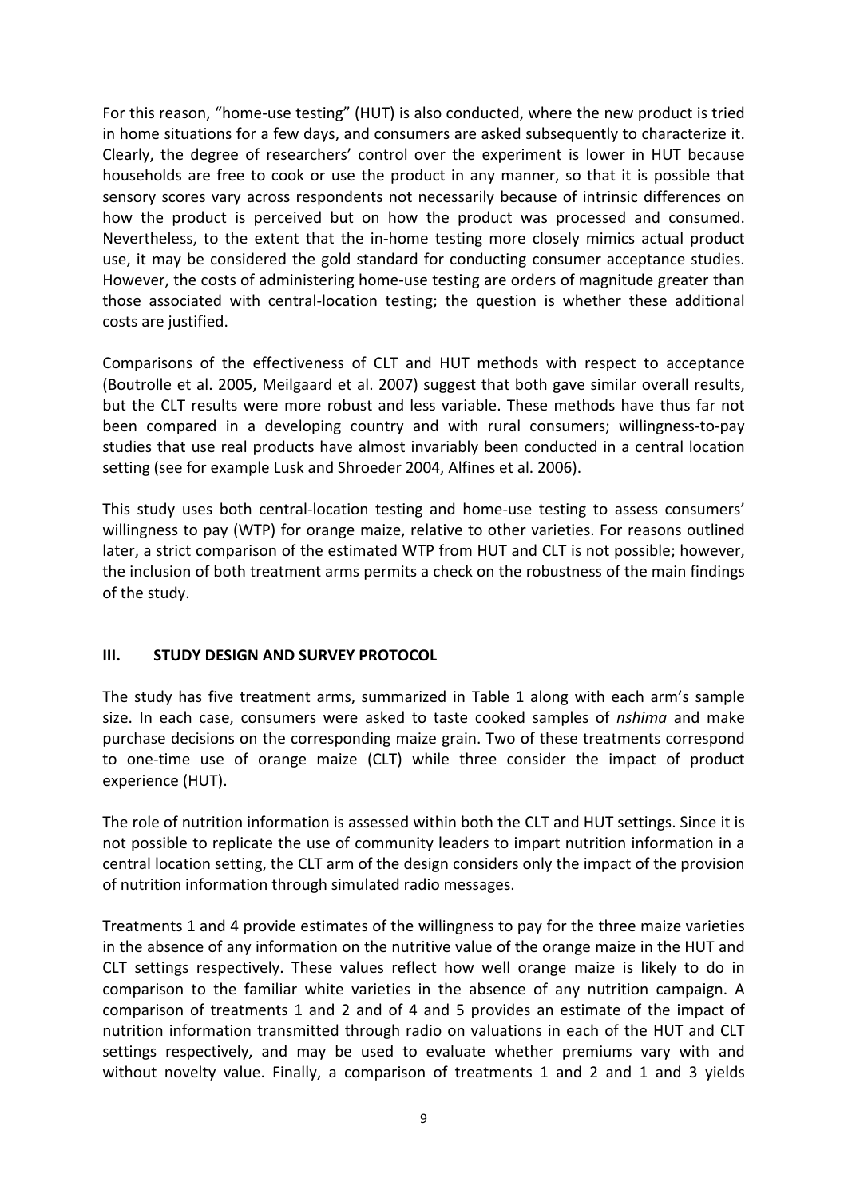For this reason, "home-use testing" (HUT) is also conducted, where the new product is tried in home situations for a few days, and consumers are asked subsequently to characterize it. Clearly, the degree of researchers' control over the experiment is lower in HUT because households are free to cook or use the product in any manner, so that it is possible that sensory scores vary across respondents not necessarily because of intrinsic differences on how the product is perceived but on how the product was processed and consumed. Nevertheless, to the extent that the in-home testing more closely mimics actual product use, it may be considered the gold standard for conducting consumer acceptance studies. However, the costs of administering home-use testing are orders of magnitude greater than those associated with central-location testing; the question is whether these additional costs are justified.

Comparisons of the effectiveness of CLT and HUT methods with respect to acceptance (Boutrolle et al. 2005, Meilgaard et al. 2007) suggest that both gave similar overall results, but the CLT results were more robust and less variable. These methods have thus far not been compared in a developing country and with rural consumers; willingness-to-pay studies that use real products have almost invariably been conducted in a central location setting (see for example Lusk and Shroeder 2004, Alfines et al. 2006).

This study uses both central-location testing and home-use testing to assess consumers' willingness to pay (WTP) for orange maize, relative to other varieties. For reasons outlined later, a strict comparison of the estimated WTP from HUT and CLT is not possible; however, the inclusion of both treatment arms permits a check on the robustness of the main findings of the study.

## III. STUDY DESIGN AND SURVEY PROTOCOL

The study has five treatment arms, summarized in Table 1 along with each arm's sample size. In each case, consumers were asked to taste cooked samples of *nshima* and make purchase decisions on the corresponding maize grain. Two of these treatments correspond to one-time use of orange maize (CLT) while three consider the impact of product experience (HUT).

The role of nutrition information is assessed within both the CLT and HUT settings. Since it is not possible to replicate the use of community leaders to impart nutrition information in a central location setting, the CLT arm of the design considers only the impact of the provision of nutrition information through simulated radio messages.

Treatments 1 and 4 provide estimates of the willingness to pay for the three maize varieties in the absence of any information on the nutritive value of the orange maize in the HUT and CLT settings respectively. These values reflect how well orange maize is likely to do in comparison to the familiar white varieties in the absence of any nutrition campaign. A comparison of treatments 1 and 2 and of 4 and 5 provides an estimate of the impact of nutrition information transmitted through radio on valuations in each of the HUT and CLT settings respectively, and may be used to evaluate whether premiums vary with and without novelty value. Finally, a comparison of treatments 1 and 2 and 1 and 3 yields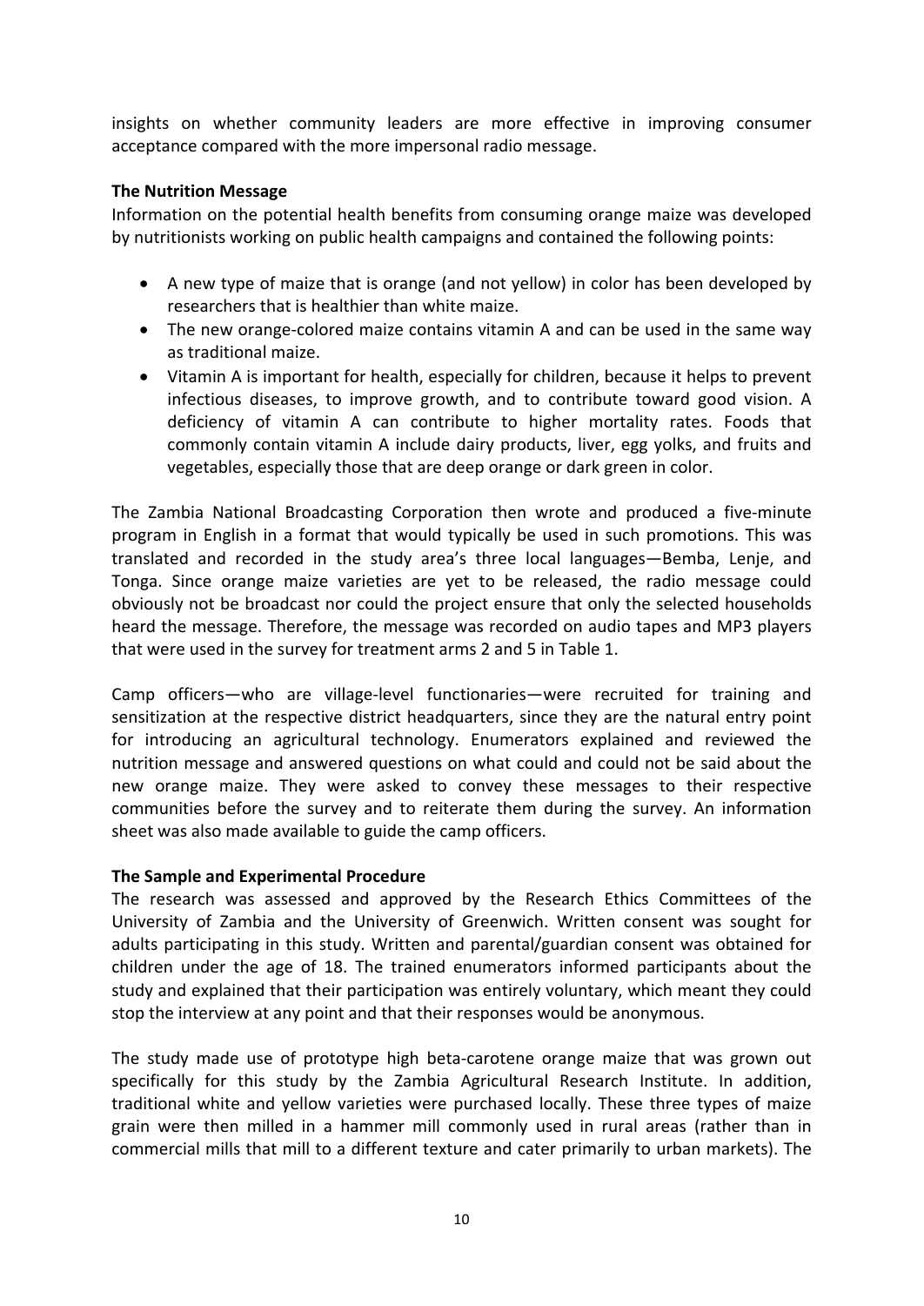insights on whether community leaders are more effective in improving consumer acceptance compared with the more impersonal radio message.

**The Nutrition Message**

Information on the potential health benefits from consuming orange maize was developed by nutritionists working on public health campaigns and contained the following points:

- A new type of maize that is orange (and not yellow) in color has been developed by researchers that is healthier than white maize.
- The new orange-colored maize contains vitamin A and can be used in the same way as traditional maize.
- Vitamin A is important for health, especially for children, because it helps to prevent infectious diseases, to improve growth, and to contribute toward good vision. A deficiency of vitamin A can contribute to higher mortality rates. Foods that commonly contain vitamin A include dairy products, liver, egg yolks, and fruits and vegetables, especially those that are deep orange or dark green in color.

The Zambia National Broadcasting Corporation then wrote and produced a five-minute program in English in a format that would typically be used in such promotions. This was translated and recorded in the study area's three local languages—Bemba, Lenje, and Tonga. Since orange maize varieties are yet to be released, the radio message could obviously not be broadcast nor could the project ensure that only the selected households heard the message. Therefore, the message was recorded on audio tapes and MP3 players that were used in the survey for treatment arms 2 and 5 in Table 1.

Camp officers—who are village-level functionaries—were recruited for training and sensitization at the respective district headquarters, since they are the natural entry point for introducing an agricultural technology. Enumerators explained and reviewed the nutrition message and answered questions on what could and could not be said about the new orange maize. They were asked to convey these messages to their respective communities before the survey and to reiterate them during the survey. An information sheet was also made available to guide the camp officers.

**The Sample and Experimental Procedure**

The research was assessed and approved by the Research Ethics Committees of the University of Zambia and the University of Greenwich. Written consent was sought for adults participating in this study. Written and parental/guardian consent was obtained for children under the age of 18. The trained enumerators informed participants about the study and explained that their participation was entirely voluntary, which meant they could stop the interview at any point and that their responses would be anonymous.

The study made use of prototype high beta-carotene orange maize that was grown out specifically for this study by the Zambia Agricultural Research Institute. In addition, traditional white and yellow varieties were purchased locally. These three types of maize grain were then milled in a hammer mill commonly used in rural areas (rather than in commercial mills that mill to a different texture and cater primarily to urban markets). The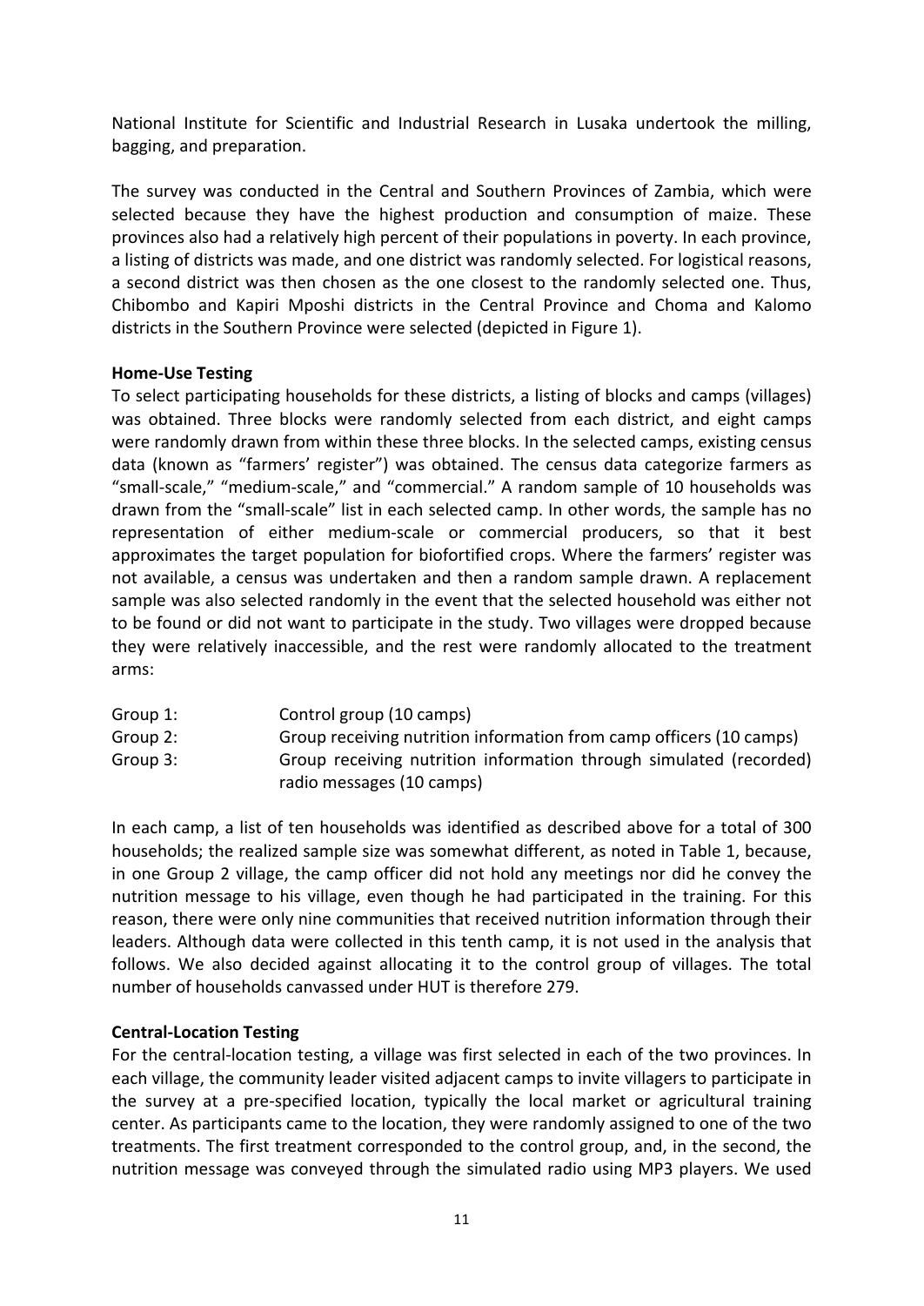National Institute for Scientific and Industrial Research in Lusaka undertook the milling, bagging, and preparation.

The survey was conducted in the Central and Southern Provinces of Zambia, which were selected because they have the highest production and consumption of maize. These provinces also had a relatively high percent of their populations in poverty. In each province, a listing of districts was made, and one district was randomly selected. For logistical reasons, a second district was then chosen as the one closest to the randomly selected one. Thus, Chibombo and Kapiri Mposhi districts in the Central Province and Choma and Kalomo districts in the Southern Province were selected (depicted in Figure 1).

**Home-Use Testing**

To select participating households for these districts, a listing of blocks and camps (villages) was obtained. Three blocks were randomly selected from each district, and eight camps were randomly drawn from within these three blocks. In the selected camps, existing census data (known as "farmers' register") was obtained. The census data categorize farmers as "small-scale," "medium-scale," and "commercial." A random sample of 10 households was drawn from the "small-scale" list in each selected camp. In other words, the sample has no representation of either medium-scale or commercial producers, so that it best approximates the target population for biofortified crops. Where the farmers' register was not available, a census was undertaken and then a random sample drawn. A replacement sample was also selected randomly in the event that the selected household was either not to be found or did not want to participate in the study. Two villages were dropped because they were relatively inaccessible, and the rest were randomly allocated to the treatment arms:

Group 1: Control group (10 camps)

Group 2: Group receiving nutrition information from camp officers (10 camps)

Group 3: Group receiving nutrition information through simulated (recorded) radio messages (10 camps)

In each camp, a list of ten households was identified as described above for a total of 300 households; the realized sample size was somewhat different, as noted in Table 1, because, in one Group 2 village, the camp officer did not hold any meetings nor did he convey the nutrition message to his village, even though he had participated in the training. For this reason, there were only nine communities that received nutrition information through their leaders. Although data were collected in this tenth camp, it is not used in the analysis that follows. We also decided against allocating it to the control group of villages. The total number of households canvassed under HUT is therefore 279.

**Central-Location Testing**

For the central-location testing, a village was first selected in each of the two provinces. In each village, the community leader visited adjacent camps to invite villagers to participate in the survey at a pre-specified location, typically the local market or agricultural training center. As participants came to the location, they were randomly assigned to one of the two treatments. The first treatment corresponded to the control group, and, in the second, the nutrition message was conveyed through the simulated radio using MP3 players. We used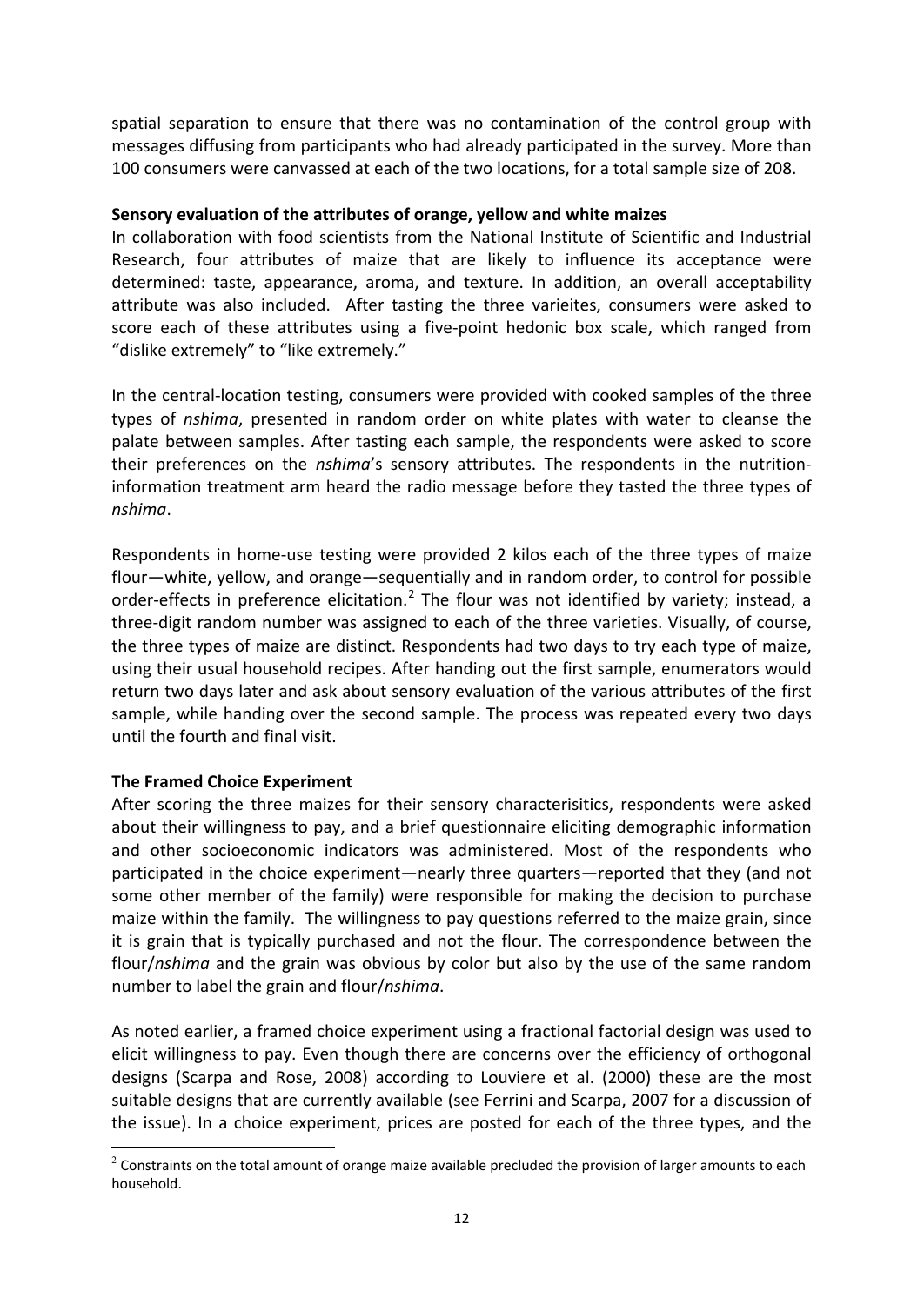spatial separation to ensure that there was no contamination of the control group with messages diffusing from participants who had already participated in the survey. More than 100 consumers were canvassed at each of the two locations, for a total sample size of 208.

**Sensory evaluation of the attributes of orange, yellow and white maizes**

In collaboration with food scientists from the National Institute of Scientific and Industrial Research, four attributes of maize that are likely to influence its acceptance were determined: taste, appearance, aroma, and texture. In addition, an overall acceptability attribute was also included. After tasting the three varieites, consumers were asked to score each of these attributes using a five-point hedonic box scale, which ranged from "dislike extremely" to "like extremely."

In the central-location testing, consumers were provided with cooked samples of the three types of *nshima*, presented in random order on white plates with water to cleanse the palate between samples. After tasting each sample, the respondents were asked to score their preferences on the *nshima*'s sensory attributes. The respondents in the nutrition-information treatment arm heard the radio message before they tasted the three types of *nshima*.

Respondents in home-use testing were provided 2 kilos each of the three types of maize flour—white, yellow, and orange—sequentially and in random order, to control for possible order-effects in preference elicitation.[2] The flour was not identified by variety; instead, a three-digit random number was assigned to each of the three varieties. Visually, of course, the three types of maize are distinct. Respondents had two days to try each type of maize, using their usual household recipes. After handing out the first sample, enumerators would return two days later and ask about sensory evaluation of the various attributes of the first sample, while handing over the second sample. The process was repeated every two days until the fourth and final visit.

**The Framed Choice Experiment**

After scoring the three maizes for their sensory characterisitics, respondents were asked about their willingness to pay, and a brief questionnaire eliciting demographic information and other socioeconomic indicators was administered. Most of the respondents who participated in the choice experiment—nearly three quarters—reported that they (and not some other member of the family) were responsible for making the decision to purchase maize within the family. The willingness to pay questions referred to the maize grain, since it is grain that is typically purchased and not the flour. The correspondence between the flour/*nshima* and the grain was obvious by color but also by the use of the same random number to label the grain and flour/*nshima*.

As noted earlier, a framed choice experiment using a fractional factorial design was used to elicit willingness to pay. Even though there are concerns over the efficiency of orthogonal designs (Scarpa and Rose, 2008) according to Louviere et al. (2000) these are the most suitable designs that are currently available (see Ferrini and Scarpa, 2007 for a discussion of the issue). In a choice experiment, prices are posted for each of the three types, and the

[2] Constraints on the total amount of orange maize available precluded the provision of larger amounts to each household.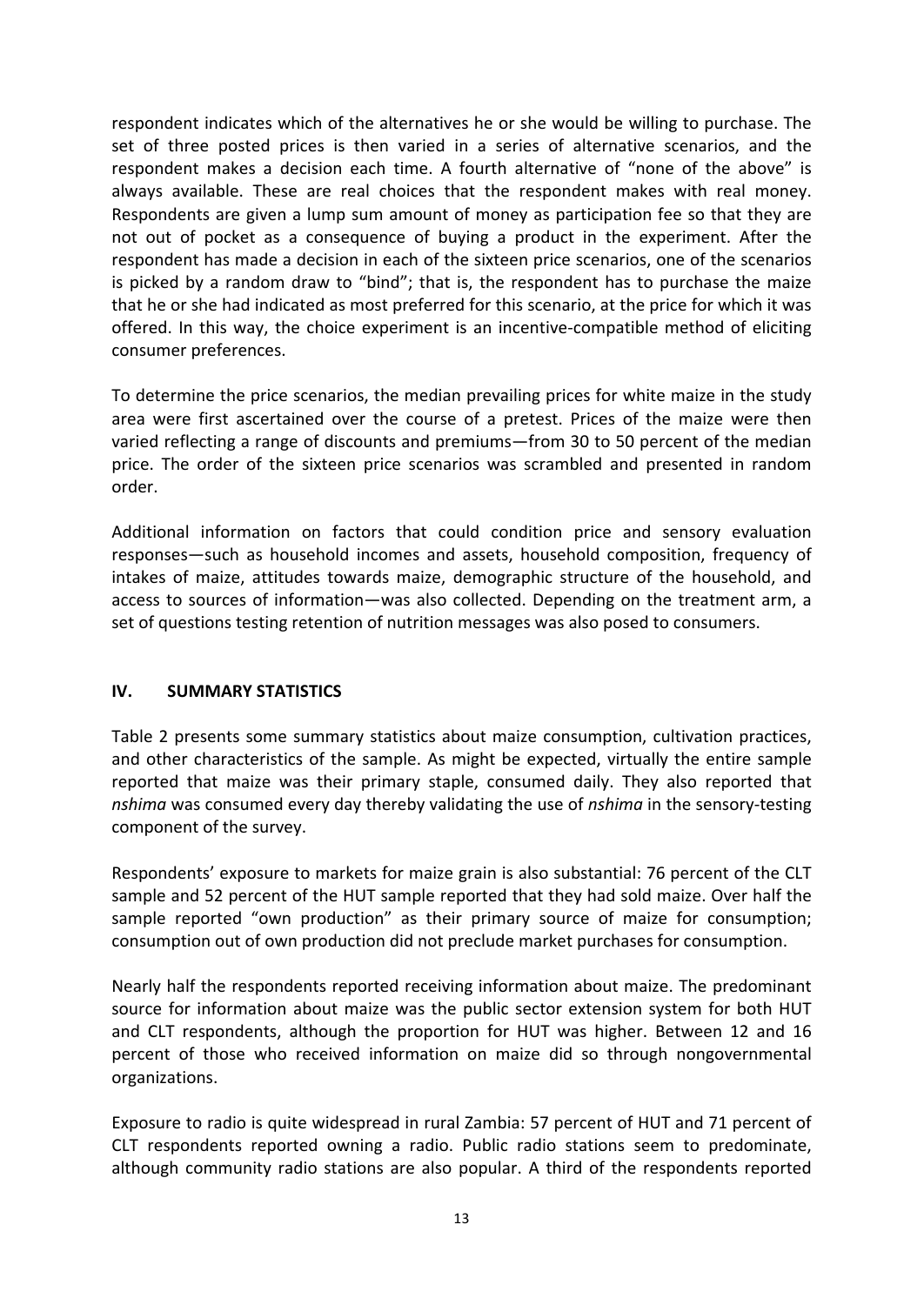respondent indicates which of the alternatives he or she would be willing to purchase. The set of three posted prices is then varied in a series of alternative scenarios, and the respondent makes a decision each time. A fourth alternative of "none of the above" is always available. These are real choices that the respondent makes with real money. Respondents are given a lump sum amount of money as participation fee so that they are not out of pocket as a consequence of buying a product in the experiment. After the respondent has made a decision in each of the sixteen price scenarios, one of the scenarios is picked by a random draw to "bind"; that is, the respondent has to purchase the maize that he or she had indicated as most preferred for this scenario, at the price for which it was offered. In this way, the choice experiment is an incentive-compatible method of eliciting consumer preferences.

To determine the price scenarios, the median prevailing prices for white maize in the study area were first ascertained over the course of a pretest. Prices of the maize were then varied reflecting a range of discounts and premiums—from 30 to 50 percent of the median price. The order of the sixteen price scenarios was scrambled and presented in random order.

Additional information on factors that could condition price and sensory evaluation responses—such as household incomes and assets, household composition, frequency of intakes of maize, attitudes towards maize, demographic structure of the household, and access to sources of information—was also collected. Depending on the treatment arm, a set of questions testing retention of nutrition messages was also posed to consumers.

## IV. SUMMARY STATISTICS

Table 2 presents some summary statistics about maize consumption, cultivation practices, and other characteristics of the sample. As might be expected, virtually the entire sample reported that maize was their primary staple, consumed daily. They also reported that *nshima* was consumed every day thereby validating the use of *nshima* in the sensory-testing component of the survey.

Respondents' exposure to markets for maize grain is also substantial: 76 percent of the CLT sample and 52 percent of the HUT sample reported that they had sold maize. Over half the sample reported "own production" as their primary source of maize for consumption; consumption out of own production did not preclude market purchases for consumption.

Nearly half the respondents reported receiving information about maize. The predominant source for information about maize was the public sector extension system for both HUT and CLT respondents, although the proportion for HUT was higher. Between 12 and 16 percent of those who received information on maize did so through nongovernmental organizations.

Exposure to radio is quite widespread in rural Zambia: 57 percent of HUT and 71 percent of CLT respondents reported owning a radio. Public radio stations seem to predominate, although community radio stations are also popular. A third of the respondents reported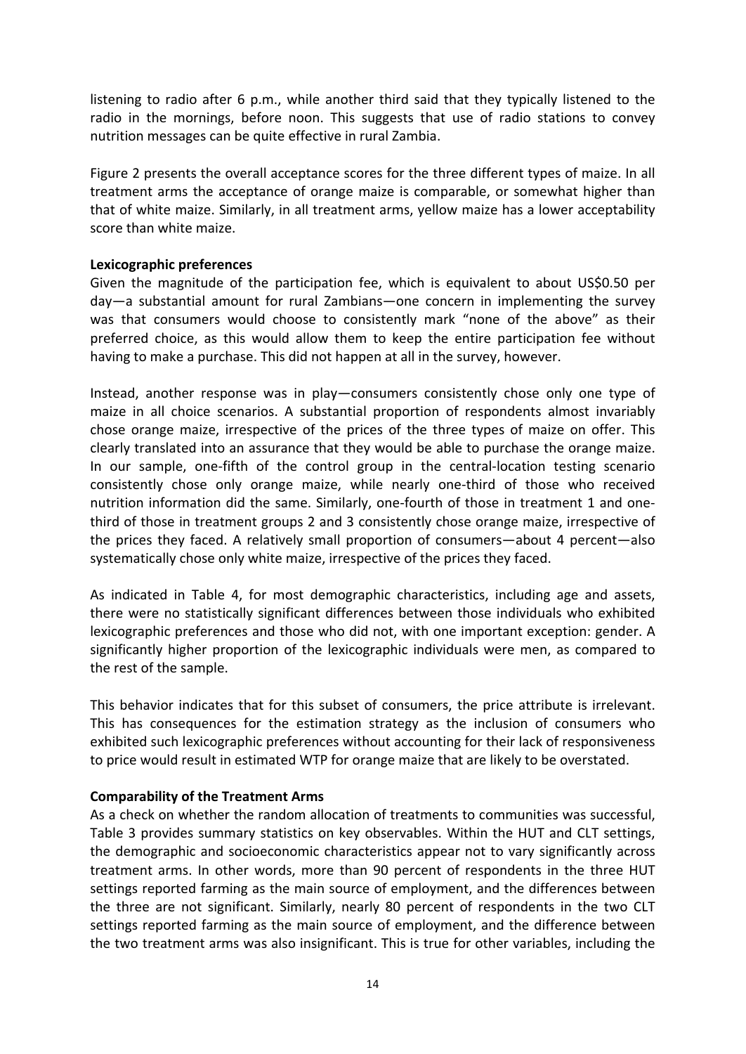listening to radio after 6 p.m., while another third said that they typically listened to the radio in the mornings, before noon. This suggests that use of radio stations to convey nutrition messages can be quite effective in rural Zambia.

Figure 2 presents the overall acceptance scores for the three different types of maize. In all treatment arms the acceptance of orange maize is comparable, or somewhat higher than that of white maize. Similarly, in all treatment arms, yellow maize has a lower acceptability score than white maize.

**Lexicographic preferences**

Given the magnitude of the participation fee, which is equivalent to about US$0.50 per day—a substantial amount for rural Zambians—one concern in implementing the survey was that consumers would choose to consistently mark "none of the above" as their preferred choice, as this would allow them to keep the entire participation fee without having to make a purchase. This did not happen at all in the survey, however.

Instead, another response was in play—consumers consistently chose only one type of maize in all choice scenarios. A substantial proportion of respondents almost invariably chose orange maize, irrespective of the prices of the three types of maize on offer. This clearly translated into an assurance that they would be able to purchase the orange maize. In our sample, one-fifth of the control group in the central-location testing scenario consistently chose only orange maize, while nearly one-third of those who received nutrition information did the same. Similarly, one-fourth of those in treatment 1 and one-third of those in treatment groups 2 and 3 consistently chose orange maize, irrespective of the prices they faced. A relatively small proportion of consumers—about 4 percent—also systematically chose only white maize, irrespective of the prices they faced.

As indicated in Table 4, for most demographic characteristics, including age and assets, there were no statistically significant differences between those individuals who exhibited lexicographic preferences and those who did not, with one important exception: gender. A significantly higher proportion of the lexicographic individuals were men, as compared to the rest of the sample.

This behavior indicates that for this subset of consumers, the price attribute is irrelevant. This has consequences for the estimation strategy as the inclusion of consumers who exhibited such lexicographic preferences without accounting for their lack of responsiveness to price would result in estimated WTP for orange maize that are likely to be overstated.

**Comparability of the Treatment Arms**

As a check on whether the random allocation of treatments to communities was successful, Table 3 provides summary statistics on key observables. Within the HUT and CLT settings, the demographic and socioeconomic characteristics appear not to vary significantly across treatment arms. In other words, more than 90 percent of respondents in the three HUT settings reported farming as the main source of employment, and the differences between the three are not significant. Similarly, nearly 80 percent of respondents in the two CLT settings reported farming as the main source of employment, and the difference between the two treatment arms was also insignificant. This is true for other variables, including the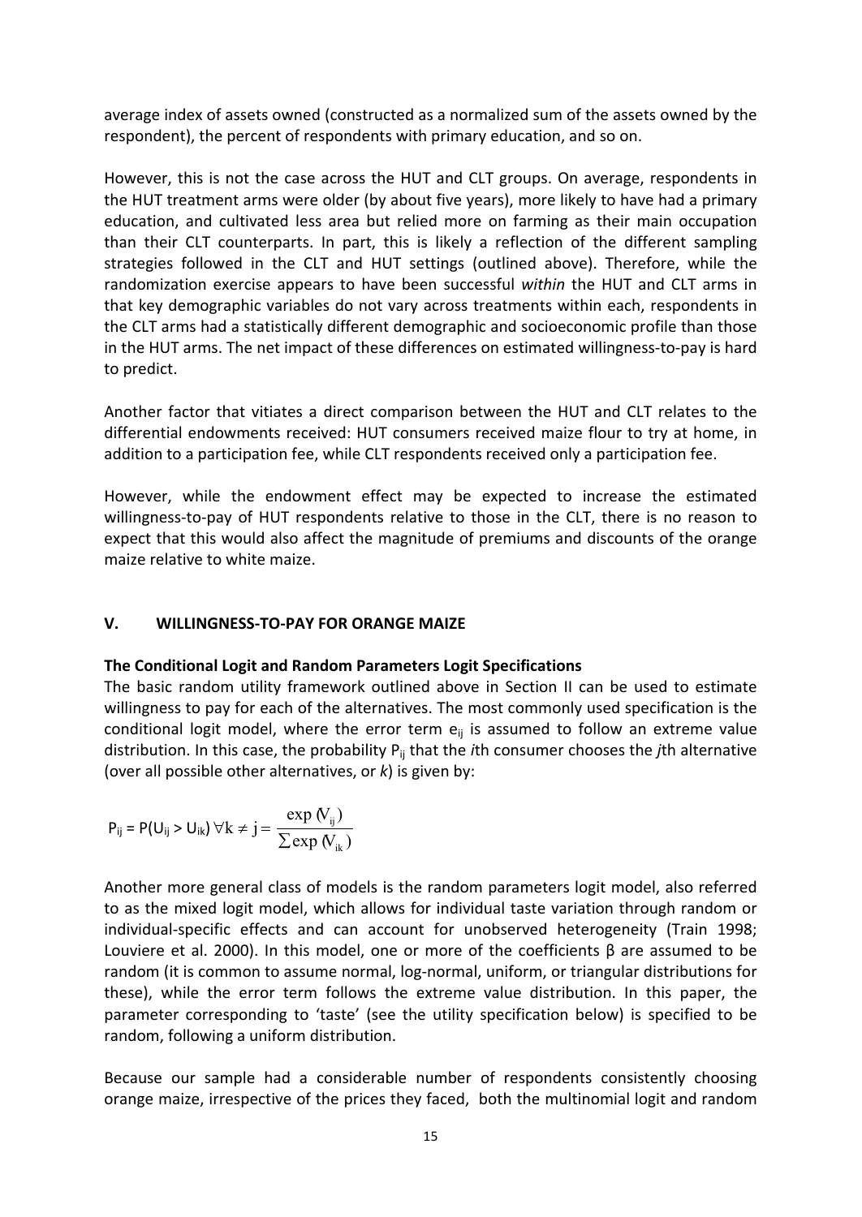average index of assets owned (constructed as a normalized sum of the assets owned by the respondent), the percent of respondents with primary education, and so on.

However, this is not the case across the HUT and CLT groups. On average, respondents in the HUT treatment arms were older (by about five years), more likely to have had a primary education, and cultivated less area but relied more on farming as their main occupation than their CLT counterparts. In part, this is likely a reflection of the different sampling strategies followed in the CLT and HUT settings (outlined above). Therefore, while the randomization exercise appears to have been successful *within* the HUT and CLT arms in that key demographic variables do not vary across treatments within each, respondents in the CLT arms had a statistically different demographic and socioeconomic profile than those in the HUT arms. The net impact of these differences on estimated willingness-to-pay is hard to predict.

Another factor that vitiates a direct comparison between the HUT and CLT relates to the differential endowments received: HUT consumers received maize flour to try at home, in addition to a participation fee, while CLT respondents received only a participation fee.

However, while the endowment effect may be expected to increase the estimated willingness-to-pay of HUT respondents relative to those in the CLT, there is no reason to expect that this would also affect the magnitude of premiums and discounts of the orange maize relative to white maize.

## V. WILLINGNESS-TO-PAY FOR ORANGE MAIZE

**The Conditional Logit and Random Parameters Logit Specifications**

The basic random utility framework outlined above in Section II can be used to estimate willingness to pay for each of the alternatives. The most commonly used specification is the conditional logit model, where the error term $e_{ij}$ is assumed to follow an extreme value distribution. In this case, the probability $P_{ij}$ that the *i*th consumer chooses the *j*th alternative (over all possible other alternatives, or *k*) is given by:

$$P_{ij} = P(U_{ij} > U_{ik}) \; \forall k \neq j = \frac{\exp(V_{ij})}{\sum \exp(V_{ik})}$$

Another more general class of models is the random parameters logit model, also referred to as the mixed logit model, which allows for individual taste variation through random or individual-specific effects and can account for unobserved heterogeneity (Train 1998; Louviere et al. 2000). In this model, one or more of the coefficients β are assumed to be random (it is common to assume normal, log-normal, uniform, or triangular distributions for these), while the error term follows the extreme value distribution. In this paper, the parameter corresponding to 'taste' (see the utility specification below) is specified to be random, following a uniform distribution.

Because our sample had a considerable number of respondents consistently choosing orange maize, irrespective of the prices they faced, both the multinomial logit and random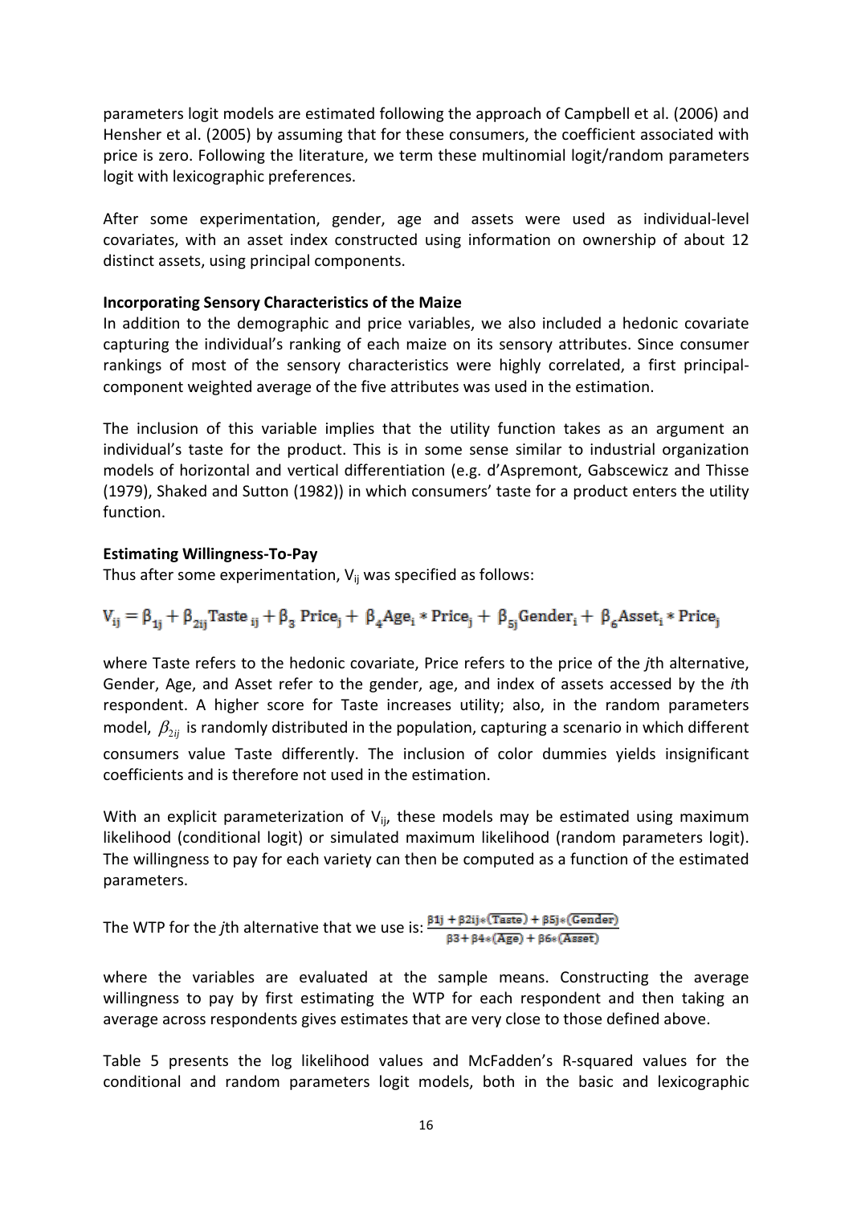parameters logit models are estimated following the approach of Campbell et al. (2006) and Hensher et al. (2005) by assuming that for these consumers, the coefficient associated with price is zero. Following the literature, we term these multinomial logit/random parameters logit with lexicographic preferences.

After some experimentation, gender, age and assets were used as individual-level covariates, with an asset index constructed using information on ownership of about 12 distinct assets, using principal components.

**Incorporating Sensory Characteristics of the Maize**

In addition to the demographic and price variables, we also included a hedonic covariate capturing the individual's ranking of each maize on its sensory attributes. Since consumer rankings of most of the sensory characteristics were highly correlated, a first principal-component weighted average of the five attributes was used in the estimation.

The inclusion of this variable implies that the utility function takes as an argument an individual's taste for the product. This is in some sense similar to industrial organization models of horizontal and vertical differentiation (e.g. d'Aspremont, Gabscewicz and Thisse (1979), Shaked and Sutton (1982)) in which consumers' taste for a product enters the utility function.

**Estimating Willingness-To-Pay**

Thus after some experimentation, $V_{ij}$ was specified as follows:

$$V_{ij} = \beta_{1j} + \beta_{2ij}\text{Taste}_{ij} + \beta_3\text{ Price}_j + \beta_4\text{Age}_i * \text{Price}_j + \beta_{5j}\text{Gender}_i + \beta_6\text{Asset}_i * \text{Price}_j$$

where Taste refers to the hedonic covariate, Price refers to the price of the *j*th alternative, Gender, Age, and Asset refer to the gender, age, and index of assets accessed by the *i*th respondent. A higher score for Taste increases utility; also, in the random parameters model, $\beta_{2ij}$ is randomly distributed in the population, capturing a scenario in which different consumers value Taste differently. The inclusion of color dummies yields insignificant coefficients and is therefore not used in the estimation.

With an explicit parameterization of $V_{ij}$, these models may be estimated using maximum likelihood (conditional logit) or simulated maximum likelihood (random parameters logit). The willingness to pay for each variety can then be computed as a function of the estimated parameters.

The WTP for the *j*th alternative that we use is: $\frac{\beta 1j + \beta 2ij * (\overline{\text{Taste}}) + \beta 5j * (\overline{\text{Gender}})}{\beta 3 + \beta 4 * (\overline{\text{Age}}) + \beta 6 * (\overline{\text{Asset}})}$

where the variables are evaluated at the sample means. Constructing the average willingness to pay by first estimating the WTP for each respondent and then taking an average across respondents gives estimates that are very close to those defined above.

Table 5 presents the log likelihood values and McFadden's R-squared values for the conditional and random parameters logit models, both in the basic and lexicographic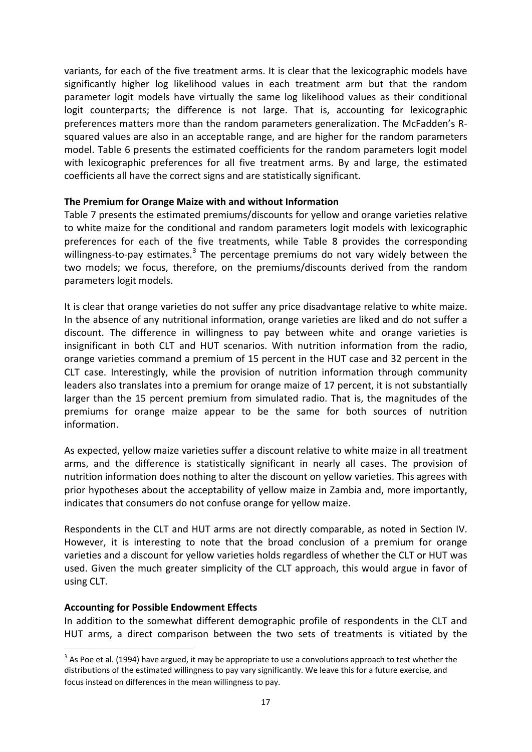variants, for each of the five treatment arms. It is clear that the lexicographic models have significantly higher log likelihood values in each treatment arm but that the random parameter logit models have virtually the same log likelihood values as their conditional logit counterparts; the difference is not large. That is, accounting for lexicographic preferences matters more than the random parameters generalization. The McFadden's R-squared values are also in an acceptable range, and are higher for the random parameters model. Table 6 presents the estimated coefficients for the random parameters logit model with lexicographic preferences for all five treatment arms. By and large, the estimated coefficients all have the correct signs and are statistically significant.

**The Premium for Orange Maize with and without Information**

Table 7 presents the estimated premiums/discounts for yellow and orange varieties relative to white maize for the conditional and random parameters logit models with lexicographic preferences for each of the five treatments, while Table 8 provides the corresponding willingness-to-pay estimates.[3] The percentage premiums do not vary widely between the two models; we focus, therefore, on the premiums/discounts derived from the random parameters logit models.

It is clear that orange varieties do not suffer any price disadvantage relative to white maize. In the absence of any nutritional information, orange varieties are liked and do not suffer a discount. The difference in willingness to pay between white and orange varieties is insignificant in both CLT and HUT scenarios. With nutrition information from the radio, orange varieties command a premium of 15 percent in the HUT case and 32 percent in the CLT case. Interestingly, while the provision of nutrition information through community leaders also translates into a premium for orange maize of 17 percent, it is not substantially larger than the 15 percent premium from simulated radio. That is, the magnitudes of the premiums for orange maize appear to be the same for both sources of nutrition information.

As expected, yellow maize varieties suffer a discount relative to white maize in all treatment arms, and the difference is statistically significant in nearly all cases. The provision of nutrition information does nothing to alter the discount on yellow varieties. This agrees with prior hypotheses about the acceptability of yellow maize in Zambia and, more importantly, indicates that consumers do not confuse orange for yellow maize.

Respondents in the CLT and HUT arms are not directly comparable, as noted in Section IV. However, it is interesting to note that the broad conclusion of a premium for orange varieties and a discount for yellow varieties holds regardless of whether the CLT or HUT was used. Given the much greater simplicity of the CLT approach, this would argue in favor of using CLT.

**Accounting for Possible Endowment Effects**

In addition to the somewhat different demographic profile of respondents in the CLT and HUT arms, a direct comparison between the two sets of treatments is vitiated by the

[3] As Poe et al. (1994) have argued, it may be appropriate to use a convolutions approach to test whether the distributions of the estimated willingness to pay vary significantly. We leave this for a future exercise, and focus instead on differences in the mean willingness to pay.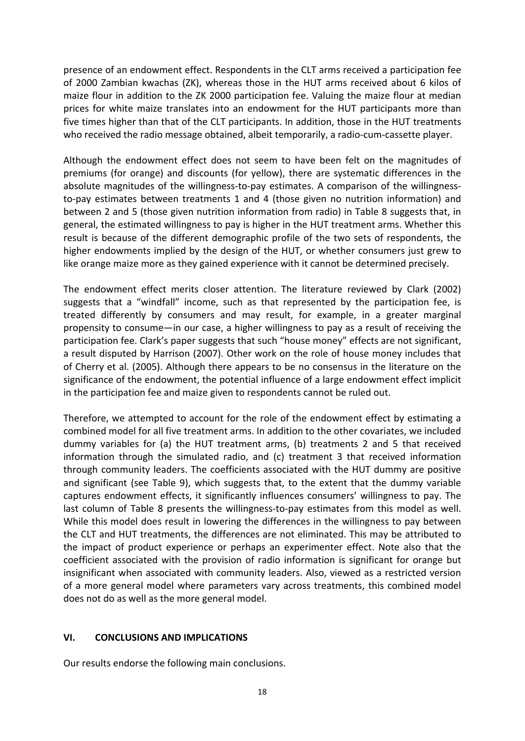presence of an endowment effect. Respondents in the CLT arms received a participation fee of 2000 Zambian kwachas (ZK), whereas those in the HUT arms received about 6 kilos of maize flour in addition to the ZK 2000 participation fee. Valuing the maize flour at median prices for white maize translates into an endowment for the HUT participants more than five times higher than that of the CLT participants. In addition, those in the HUT treatments who received the radio message obtained, albeit temporarily, a radio-cum-cassette player.

Although the endowment effect does not seem to have been felt on the magnitudes of premiums (for orange) and discounts (for yellow), there are systematic differences in the absolute magnitudes of the willingness-to-pay estimates. A comparison of the willingness-to-pay estimates between treatments 1 and 4 (those given no nutrition information) and between 2 and 5 (those given nutrition information from radio) in Table 8 suggests that, in general, the estimated willingness to pay is higher in the HUT treatment arms. Whether this result is because of the different demographic profile of the two sets of respondents, the higher endowments implied by the design of the HUT, or whether consumers just grew to like orange maize more as they gained experience with it cannot be determined precisely.

The endowment effect merits closer attention. The literature reviewed by Clark (2002) suggests that a "windfall" income, such as that represented by the participation fee, is treated differently by consumers and may result, for example, in a greater marginal propensity to consume—in our case, a higher willingness to pay as a result of receiving the participation fee. Clark's paper suggests that such "house money" effects are not significant, a result disputed by Harrison (2007). Other work on the role of house money includes that of Cherry et al. (2005). Although there appears to be no consensus in the literature on the significance of the endowment, the potential influence of a large endowment effect implicit in the participation fee and maize given to respondents cannot be ruled out.

Therefore, we attempted to account for the role of the endowment effect by estimating a combined model for all five treatment arms. In addition to the other covariates, we included dummy variables for (a) the HUT treatment arms, (b) treatments 2 and 5 that received information through the simulated radio, and (c) treatment 3 that received information through community leaders. The coefficients associated with the HUT dummy are positive and significant (see Table 9), which suggests that, to the extent that the dummy variable captures endowment effects, it significantly influences consumers' willingness to pay. The last column of Table 8 presents the willingness-to-pay estimates from this model as well. While this model does result in lowering the differences in the willingness to pay between the CLT and HUT treatments, the differences are not eliminated. This may be attributed to the impact of product experience or perhaps an experimenter effect. Note also that the coefficient associated with the provision of radio information is significant for orange but insignificant when associated with community leaders. Also, viewed as a restricted version of a more general model where parameters vary across treatments, this combined model does not do as well as the more general model.

## VI. CONCLUSIONS AND IMPLICATIONS

Our results endorse the following main conclusions.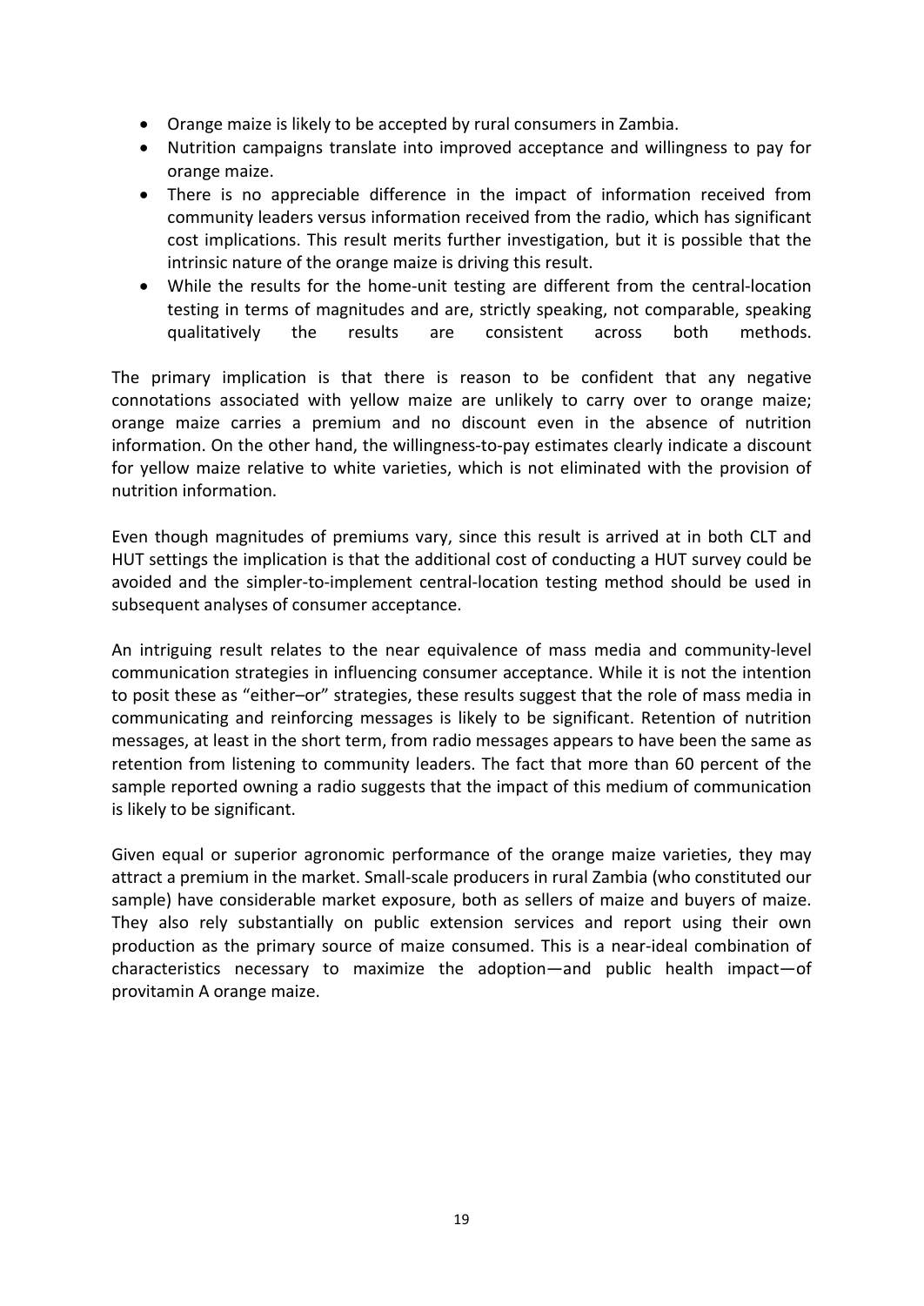- Orange maize is likely to be accepted by rural consumers in Zambia.
- Nutrition campaigns translate into improved acceptance and willingness to pay for orange maize.
- There is no appreciable difference in the impact of information received from community leaders versus information received from the radio, which has significant cost implications. This result merits further investigation, but it is possible that the intrinsic nature of the orange maize is driving this result.
- While the results for the home-unit testing are different from the central-location testing in terms of magnitudes and are, strictly speaking, not comparable, speaking qualitatively the results are consistent across both methods.

The primary implication is that there is reason to be confident that any negative connotations associated with yellow maize are unlikely to carry over to orange maize; orange maize carries a premium and no discount even in the absence of nutrition information. On the other hand, the willingness-to-pay estimates clearly indicate a discount for yellow maize relative to white varieties, which is not eliminated with the provision of nutrition information.

Even though magnitudes of premiums vary, since this result is arrived at in both CLT and HUT settings the implication is that the additional cost of conducting a HUT survey could be avoided and the simpler-to-implement central-location testing method should be used in subsequent analyses of consumer acceptance.

An intriguing result relates to the near equivalence of mass media and community-level communication strategies in influencing consumer acceptance. While it is not the intention to posit these as "either–or" strategies, these results suggest that the role of mass media in communicating and reinforcing messages is likely to be significant. Retention of nutrition messages, at least in the short term, from radio messages appears to have been the same as retention from listening to community leaders. The fact that more than 60 percent of the sample reported owning a radio suggests that the impact of this medium of communication is likely to be significant.

Given equal or superior agronomic performance of the orange maize varieties, they may attract a premium in the market. Small-scale producers in rural Zambia (who constituted our sample) have considerable market exposure, both as sellers of maize and buyers of maize. They also rely substantially on public extension services and report using their own production as the primary source of maize consumed. This is a near-ideal combination of characteristics necessary to maximize the adoption—and public health impact—of provitamin A orange maize.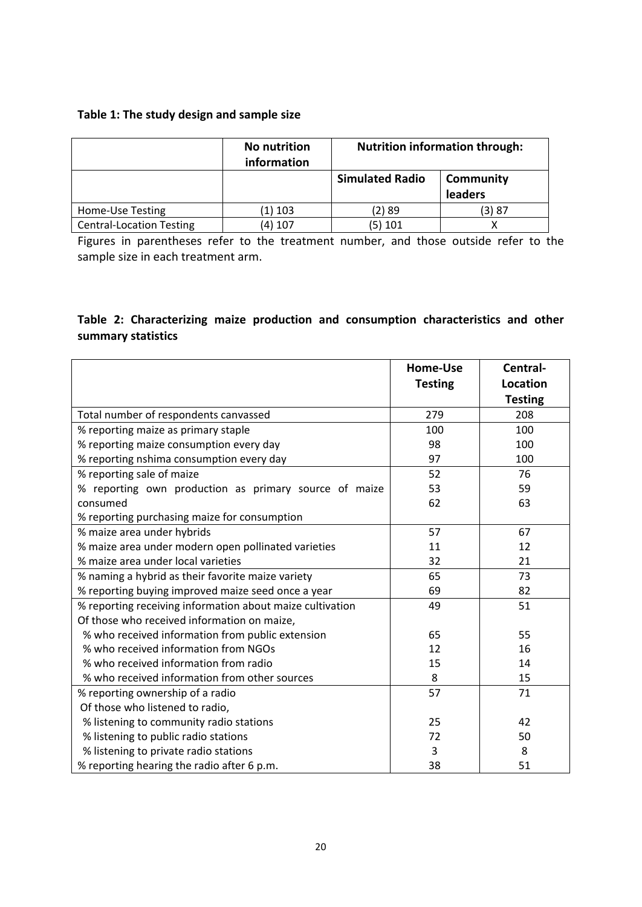**Table 1: The study design and sample size**

| | No nutrition information | Nutrition information through: | |
|---|---|---|---|
| | | Simulated Radio | Community leaders |
| Home-Use Testing | (1) 103 | (2) 89 | (3) 87 |
| Central-Location Testing | (4) 107 | (5) 101 | X |

Figures in parentheses refer to the treatment number, and those outside refer to the sample size in each treatment arm.

**Table 2: Characterizing maize production and consumption characteristics and other summary statistics**

| | Home-Use Testing | Central-Location Testing |
|---|---|---|
| Total number of respondents canvassed | 279 | 208 |
| % reporting maize as primary staple | 100 | 100 |
| % reporting maize consumption every day | 98 | 100 |
| % reporting nshima consumption every day | 97 | 100 |
| % reporting sale of maize | 52 | 76 |
| % reporting own production as primary source of maize consumed | 53 | 59 |
| % reporting purchasing maize for consumption | 62 | 63 |
| % maize area under hybrids | 57 | 67 |
| % maize area under modern open pollinated varieties | 11 | 12 |
| % maize area under local varieties | 32 | 21 |
| % naming a hybrid as their favorite maize variety | 65 | 73 |
| % reporting buying improved maize seed once a year | 69 | 82 |
| % reporting receiving information about maize cultivation | 49 | 51 |
| Of those who received information on maize, | | |
| % who received information from public extension | 65 | 55 |
| % who received information from NGOs | 12 | 16 |
| % who received information from radio | 15 | 14 |
| % who received information from other sources | 8 | 15 |
| % reporting ownership of a radio | 57 | 71 |
| Of those who listened to radio, | | |
| % listening to community radio stations | 25 | 42 |
| % listening to public radio stations | 72 | 50 |
| % listening to private radio stations | 3 | 8 |
| % reporting hearing the radio after 6 p.m. | 38 | 51 |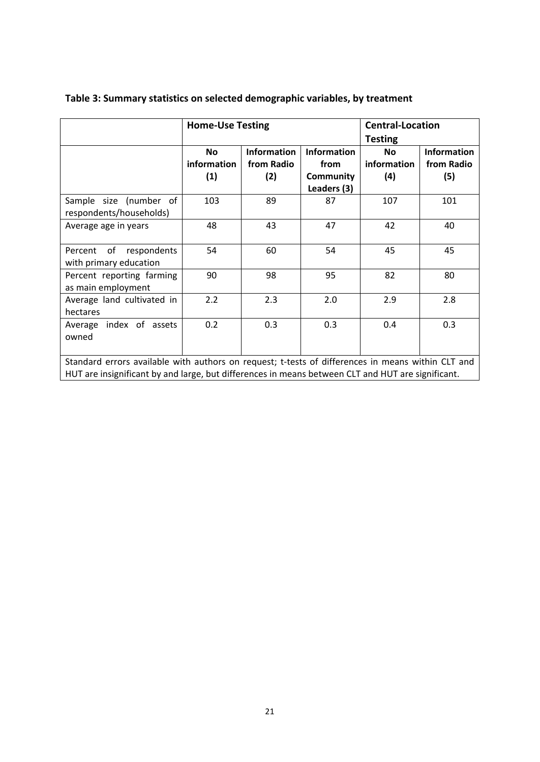**Table 3: Summary statistics on selected demographic variables, by treatment**

| | Home-Use Testing | | | Central-Location Testing | |
|---|---|---|---|---|---|
| | No information (1) | Information from Radio (2) | Information from Community Leaders (3) | No information (4) | Information from Radio (5) |
| Sample size (number of respondents/households) | 103 | 89 | 87 | 107 | 101 |
| Average age in years | 48 | 43 | 47 | 42 | 40 |
| Percent of respondents with primary education | 54 | 60 | 54 | 45 | 45 |
| Percent reporting farming as main employment | 90 | 98 | 95 | 82 | 80 |
| Average land cultivated in hectares | 2.2 | 2.3 | 2.0 | 2.9 | 2.8 |
| Average index of assets owned | 0.2 | 0.3 | 0.3 | 0.4 | 0.3 |

Standard errors available with authors on request; t-tests of differences in means within CLT and HUT are insignificant by and large, but differences in means between CLT and HUT are significant.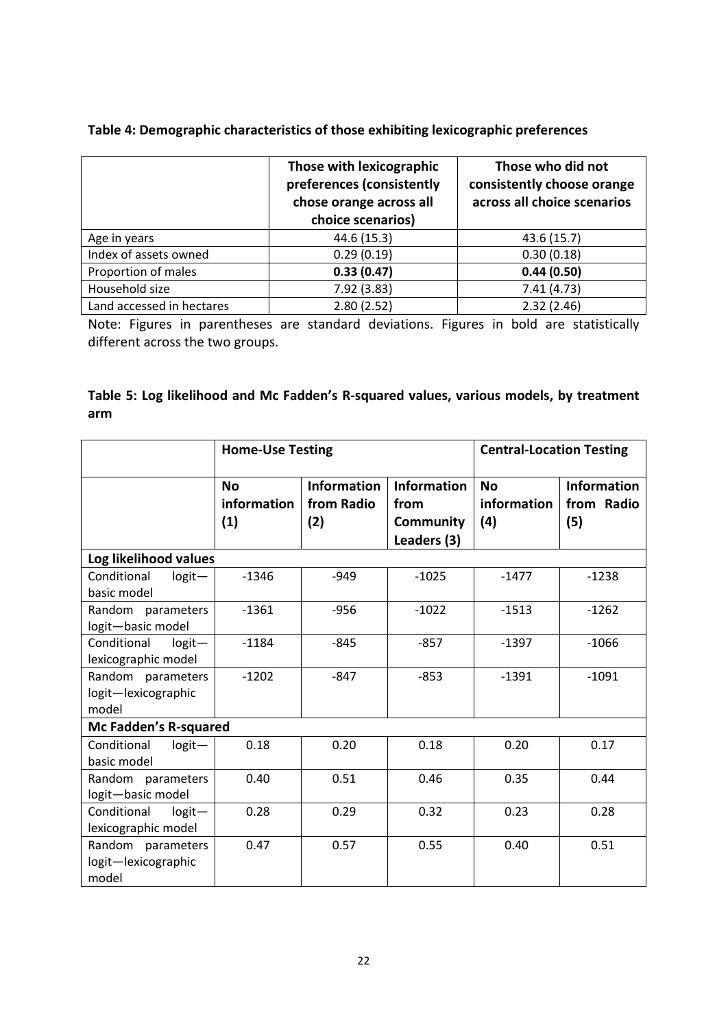**Table 4: Demographic characteristics of those exhibiting lexicographic preferences**

| | Those with lexicographic preferences (consistently chose orange across all choice scenarios) | Those who did not consistently choose orange across all choice scenarios |
|---|---|---|
| Age in years | 44.6 (15.3) | 43.6 (15.7) |
| Index of assets owned | 0.29 (0.19) | 0.30 (0.18) |
| Proportion of males | **0.33 (0.47)** | **0.44 (0.50)** |
| Household size | 7.92 (3.83) | 7.41 (4.73) |
| Land accessed in hectares | 2.80 (2.52) | 2.32 (2.46) |

Note: Figures in parentheses are standard deviations. Figures in bold are statistically different across the two groups.

**Table 5: Log likelihood and Mc Fadden's R-squared values, various models, by treatment arm**

| | Home-Use Testing | | | Central-Location Testing | |
|---|---|---|---|---|---|
| | No information (1) | Information from Radio (2) | Information from Community Leaders (3) | No information (4) | Information from Radio (5) |
| **Log likelihood values** | | | | | |
| Conditional logit—basic model | -1346 | -949 | -1025 | -1477 | -1238 |
| Random parameters logit—basic model | -1361 | -956 | -1022 | -1513 | -1262 |
| Conditional logit—lexicographic model | -1184 | -845 | -857 | -1397 | -1066 |
| Random parameters logit—lexicographic model | -1202 | -847 | -853 | -1391 | -1091 |
| **Mc Fadden's R-squared** | | | | | |
| Conditional logit—basic model | 0.18 | 0.20 | 0.18 | 0.20 | 0.17 |
| Random parameters logit—basic model | 0.40 | 0.51 | 0.46 | 0.35 | 0.44 |
| Conditional logit—lexicographic model | 0.28 | 0.29 | 0.32 | 0.23 | 0.28 |
| Random parameters logit—lexicographic model | 0.47 | 0.57 | 0.55 | 0.40 | 0.51 |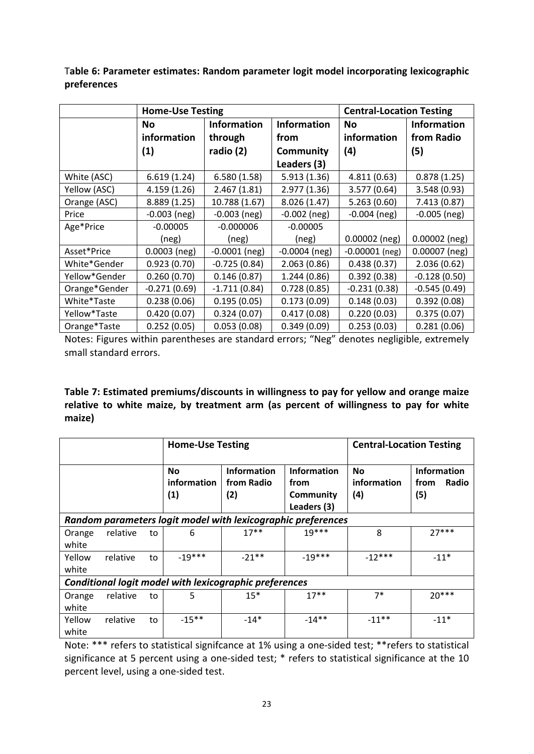**Table 6: Parameter estimates: Random parameter logit model incorporating lexicographic preferences**

| | Home-Use Testing | | | Central-Location Testing | |
|---|---|---|---|---|---|
| | No information (1) | Information through radio (2) | Information from Community Leaders (3) | No information (4) | Information from Radio (5) |
| White (ASC) | 6.619 (1.24) | 6.580 (1.58) | 5.913 (1.36) | 4.811 (0.63) | 0.878 (1.25) |
| Yellow (ASC) | 4.159 (1.26) | 2.467 (1.81) | 2.977 (1.36) | 3.577 (0.64) | 3.548 (0.93) |
| Orange (ASC) | 8.889 (1.25) | 10.788 (1.67) | 8.026 (1.47) | 5.263 (0.60) | 7.413 (0.87) |
| Price | -0.003 (neg) | -0.003 (neg) | -0.002 (neg) | -0.004 (neg) | -0.005 (neg) |
| Age*Price | -0.00005 (neg) | -0.000006 (neg) | -0.00005 (neg) | 0.00002 (neg) | 0.00002 (neg) |
| Asset*Price | 0.0003 (neg) | -0.0001 (neg) | -0.0004 (neg) | -0.00001 (neg) | 0.00007 (neg) |
| White*Gender | 0.923 (0.70) | -0.725 (0.84) | 2.063 (0.86) | 0.438 (0.37) | 2.036 (0.62) |
| Yellow*Gender | 0.260 (0.70) | 0.146 (0.87) | 1.244 (0.86) | 0.392 (0.38) | -0.128 (0.50) |
| Orange*Gender | -0.271 (0.69) | -1.711 (0.84) | 0.728 (0.85) | -0.231 (0.38) | -0.545 (0.49) |
| White*Taste | 0.238 (0.06) | 0.195 (0.05) | 0.173 (0.09) | 0.148 (0.03) | 0.392 (0.08) |
| Yellow*Taste | 0.420 (0.07) | 0.324 (0.07) | 0.417 (0.08) | 0.220 (0.03) | 0.375 (0.07) |
| Orange*Taste | 0.252 (0.05) | 0.053 (0.08) | 0.349 (0.09) | 0.253 (0.03) | 0.281 (0.06) |

Notes: Figures within parentheses are standard errors; "Neg" denotes negligible, extremely small standard errors.

**Table 7: Estimated premiums/discounts in willingness to pay for yellow and orange maize relative to white maize, by treatment arm (as percent of willingness to pay for white maize)**

| | Home-Use Testing | | | Central-Location Testing | |
|---|---|---|---|---|---|
| | No information (1) | Information from Radio (2) | Information from Community Leaders (3) | No information (4) | Information from Radio (5) |
| ***Random parameters logit model with lexicographic preferences*** | | | | | |
| Orange relative to white | 6 | 17** | 19*** | 8 | 27*** |
| Yellow relative to white | -19*** | -21** | -19*** | -12*** | -11* |
| ***Conditional logit model with lexicographic preferences*** | | | | | |
| Orange relative to white | 5 | 15* | 17** | 7* | 20*** |
| Yellow relative to white | -15** | -14* | -14** | -11** | -11* |

Note: *** refers to statistical signifcance at 1% using a one-sided test; **refers to statistical significance at 5 percent using a one-sided test; * refers to statistical significance at the 10 percent level, using a one-sided test.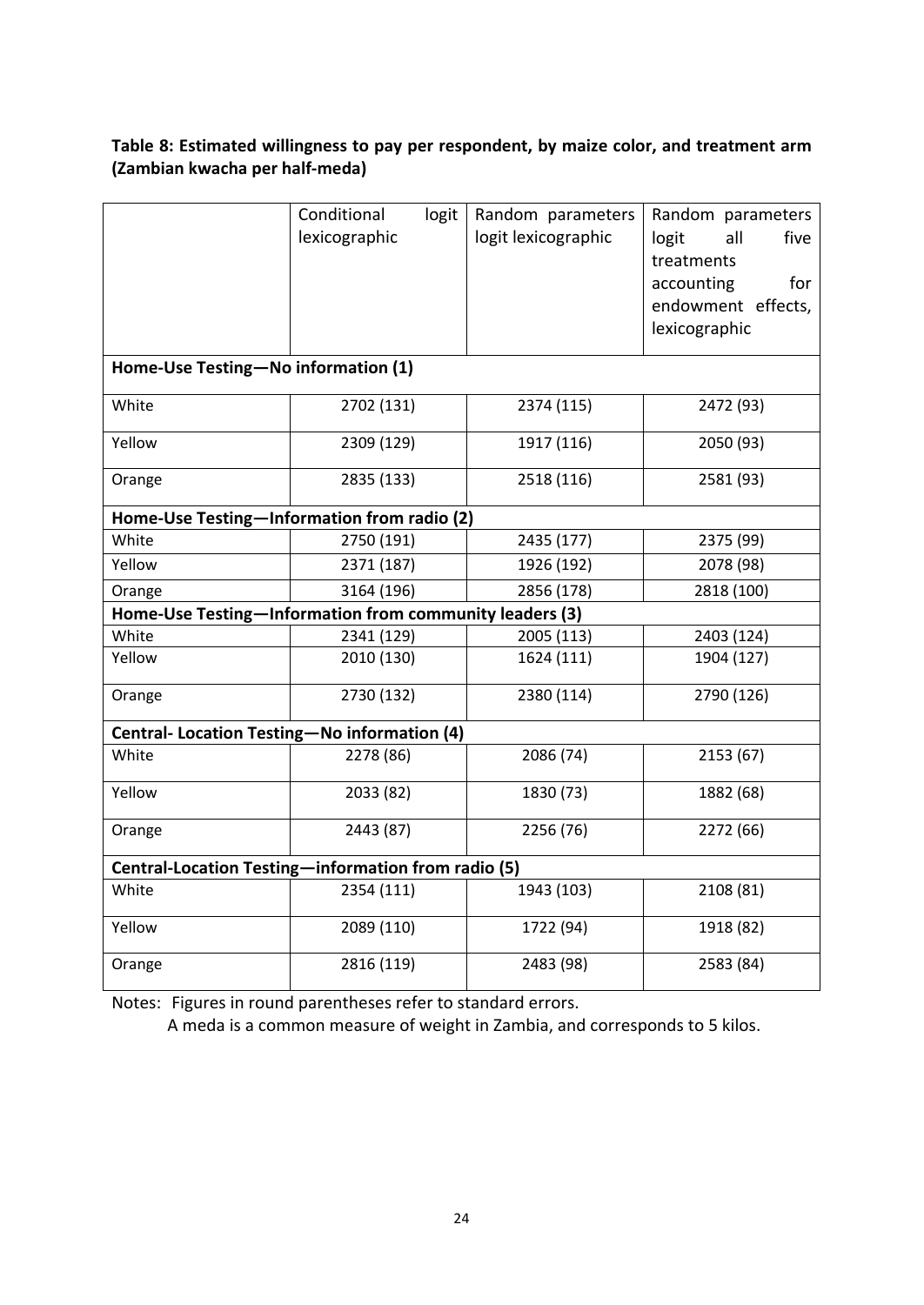**Table 8: Estimated willingness to pay per respondent, by maize color, and treatment arm (Zambian kwacha per half-meda)**

| | Conditional logit lexicographic | Random parameters logit lexicographic | Random parameters logit all five treatments accounting for endowment effects, lexicographic |
|---|---|---|---|
| **Home-Use Testing—No information (1)** | | | |
| White | 2702 (131) | 2374 (115) | 2472 (93) |
| Yellow | 2309 (129) | 1917 (116) | 2050 (93) |
| Orange | 2835 (133) | 2518 (116) | 2581 (93) |
| **Home-Use Testing—Information from radio (2)** | | | |
| White | 2750 (191) | 2435 (177) | 2375 (99) |
| Yellow | 2371 (187) | 1926 (192) | 2078 (98) |
| Orange | 3164 (196) | 2856 (178) | 2818 (100) |
| **Home-Use Testing—Information from community leaders (3)** | | | |
| White | 2341 (129) | 2005 (113) | 2403 (124) |
| Yellow | 2010 (130) | 1624 (111) | 1904 (127) |
| Orange | 2730 (132) | 2380 (114) | 2790 (126) |
| **Central- Location Testing—No information (4)** | | | |
| White | 2278 (86) | 2086 (74) | 2153 (67) |
| Yellow | 2033 (82) | 1830 (73) | 1882 (68) |
| Orange | 2443 (87) | 2256 (76) | 2272 (66) |
| **Central-Location Testing—information from radio (5)** | | | |
| White | 2354 (111) | 1943 (103) | 2108 (81) |
| Yellow | 2089 (110) | 1722 (94) | 1918 (82) |
| Orange | 2816 (119) | 2483 (98) | 2583 (84) |

Notes: Figures in round parentheses refer to standard errors.
A meda is a common measure of weight in Zambia, and corresponds to 5 kilos.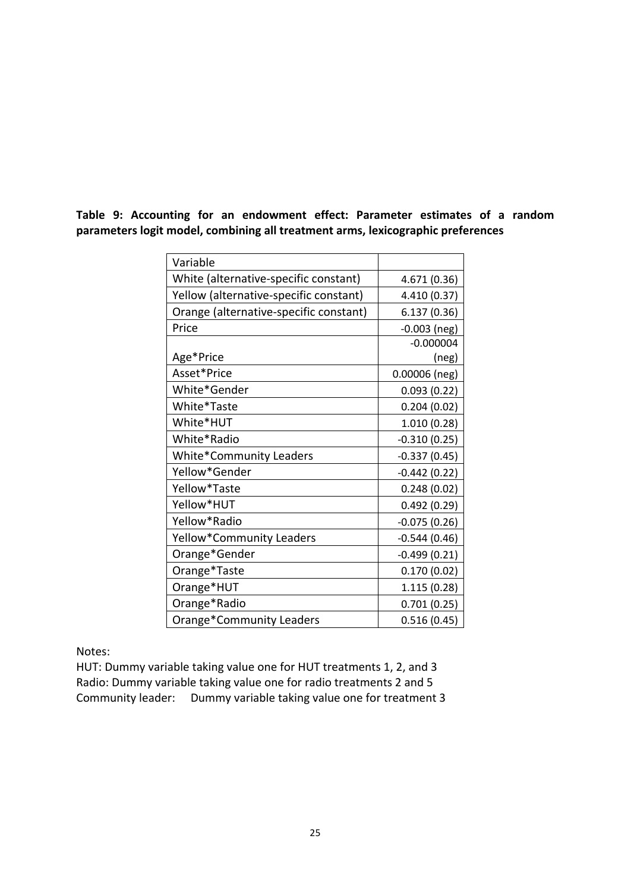**Table 9: Accounting for an endowment effect: Parameter estimates of a random parameters logit model, combining all treatment arms, lexicographic preferences**

| Variable | |
|---|---|
| White (alternative-specific constant) | 4.671 (0.36) |
| Yellow (alternative-specific constant) | 4.410 (0.37) |
| Orange (alternative-specific constant) | 6.137 (0.36) |
| Price | -0.003 (neg) |
| Age*Price | -0.000004 (neg) |
| Asset*Price | 0.00006 (neg) |
| White*Gender | 0.093 (0.22) |
| White*Taste | 0.204 (0.02) |
| White*HUT | 1.010 (0.28) |
| White*Radio | -0.310 (0.25) |
| White*Community Leaders | -0.337 (0.45) |
| Yellow*Gender | -0.442 (0.22) |
| Yellow*Taste | 0.248 (0.02) |
| Yellow*HUT | 0.492 (0.29) |
| Yellow*Radio | -0.075 (0.26) |
| Yellow*Community Leaders | -0.544 (0.46) |
| Orange*Gender | -0.499 (0.21) |
| Orange*Taste | 0.170 (0.02) |
| Orange*HUT | 1.115 (0.28) |
| Orange*Radio | 0.701 (0.25) |
| Orange*Community Leaders | 0.516 (0.45) |

Notes:

HUT: Dummy variable taking value one for HUT treatments 1, 2, and 3

Radio: Dummy variable taking value one for radio treatments 2 and 5

Community leader: Dummy variable taking value one for treatment 3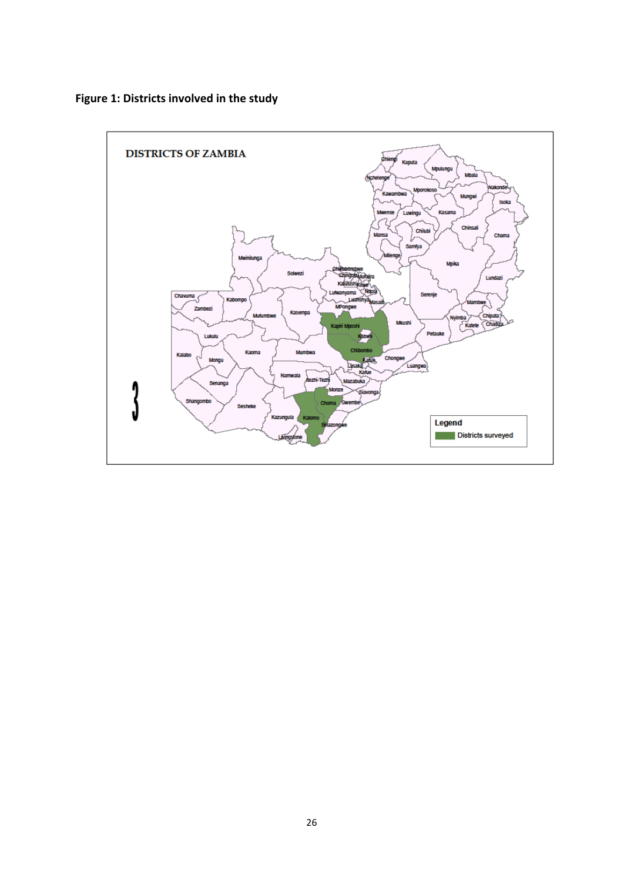**Figure 1: Districts involved in the study**

DISTRICTS OF ZAMBIA

Chiengi
Kaputa
Mpulungu
Mbala
Nchelenge
Nakonde
Kawambwa
Mporokoso
Mungwi
Isoka
Mwense
Luwingu
Kasama
Chilubi
Chinsali
Chama
Mansa
Samfya
Milenge
Mpika
Mwinilunga
Solwezi
Chililabombwe
Chingola
Mufulira
Kalulushi
Kitwe
Lundazi
Lufwanyama
Ndola
Serenje
Chavuma
Kabompo
Luanshya
Masaiti
Mambwe
Zambezi
MPongwe
Mufumbwe
Kasempa
Nyimba
Chipata
Kapiri Mposhi
Mkushi
Katete
Chadiza
Kabwe
Petauke
Lukulu
Kalabo
Kaoma
Mumbwa
Chibombo
Mongu
Kafue
Chongwe
Lusaka
Luangwa
Namwala
Kafue
Itezhi-Tezhi
Mazabuka
Senanga
Monze
Siavonga
Shangombo
Choma
Gwembe
Sesheke
Kazungula
Kalomo
Sinazongwe
Livingstone

Legend
Districts surveyed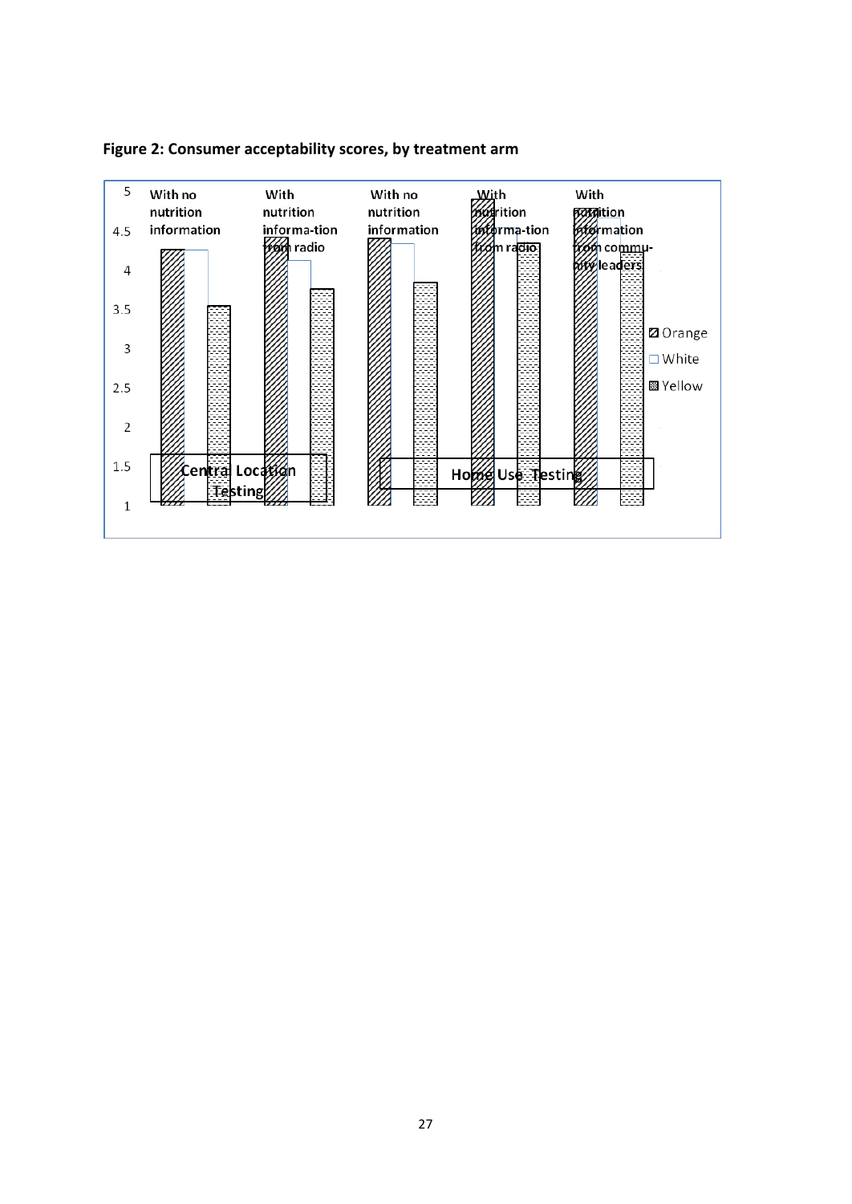**Figure 2: Consumer acceptability scores, by treatment arm**

5

4.5

4

3.5

3

2.5

2

1.5

1

With no nutrition information

With nutrition informa-tion from radio

With no nutrition information

With nutrition informa-tion from radio

With nutrition information from commu-nity leaders

Central Location Testing

Home Use Testing

Orange

White

Yellow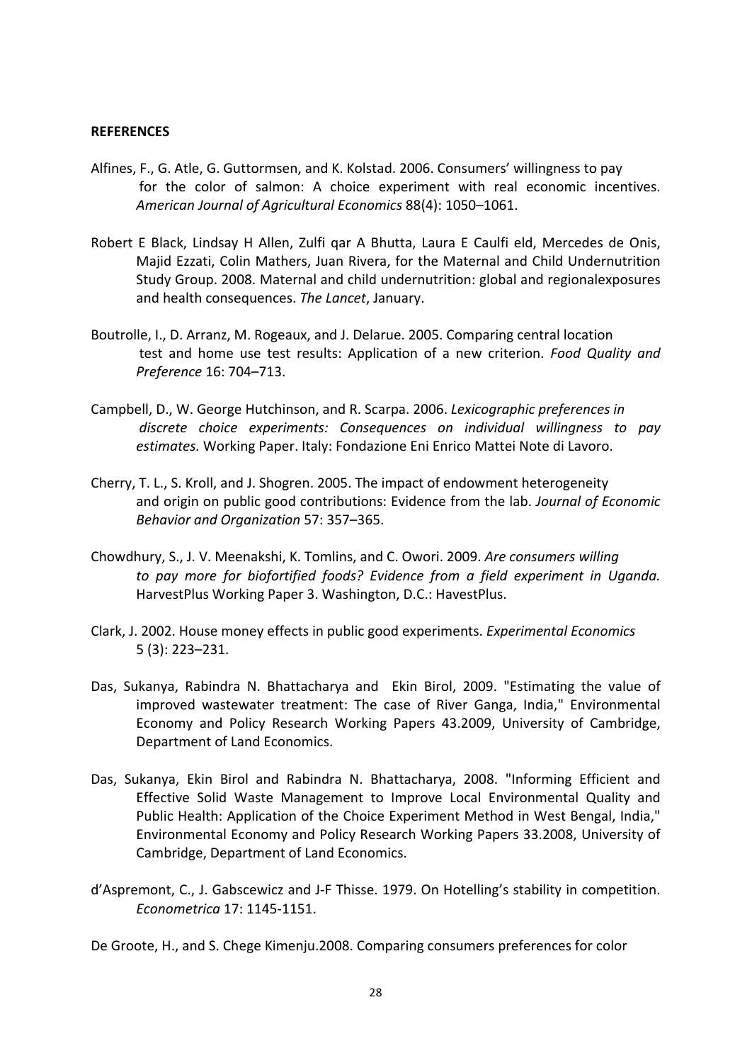**REFERENCES**

Alfines, F., G. Atle, G. Guttormsen, and K. Kolstad. 2006. Consumers' willingness to pay for the color of salmon: A choice experiment with real economic incentives. *American Journal of Agricultural Economics* 88(4): 1050–1061.

Robert E Black, Lindsay H Allen, Zulfi qar A Bhutta, Laura E Caulfi eld, Mercedes de Onis, Majid Ezzati, Colin Mathers, Juan Rivera, for the Maternal and Child Undernutrition Study Group. 2008. Maternal and child undernutrition: global and regionalexposures and health consequences. *The Lancet*, January.

Boutrolle, I., D. Arranz, M. Rogeaux, and J. Delarue. 2005. Comparing central location test and home use test results: Application of a new criterion. *Food Quality and Preference* 16: 704–713.

Campbell, D., W. George Hutchinson, and R. Scarpa. 2006. *Lexicographic preferences in discrete choice experiments: Consequences on individual willingness to pay estimates.* Working Paper. Italy: Fondazione Eni Enrico Mattei Note di Lavoro.

Cherry, T. L., S. Kroll, and J. Shogren. 2005. The impact of endowment heterogeneity and origin on public good contributions: Evidence from the lab. *Journal of Economic Behavior and Organization* 57: 357–365.

Chowdhury, S., J. V. Meenakshi, K. Tomlins, and C. Owori. 2009. *Are consumers willing to pay more for biofortified foods? Evidence from a field experiment in Uganda.* HarvestPlus Working Paper 3. Washington, D.C.: HavestPlus.

Clark, J. 2002. House money effects in public good experiments. *Experimental Economics* 5 (3): 223–231.

Das, Sukanya, Rabindra N. Bhattacharya and Ekin Birol, 2009. "Estimating the value of improved wastewater treatment: The case of River Ganga, India," Environmental Economy and Policy Research Working Papers 43.2009, University of Cambridge, Department of Land Economics.

Das, Sukanya, Ekin Birol and Rabindra N. Bhattacharya, 2008. "Informing Efficient and Effective Solid Waste Management to Improve Local Environmental Quality and Public Health: Application of the Choice Experiment Method in West Bengal, India," Environmental Economy and Policy Research Working Papers 33.2008, University of Cambridge, Department of Land Economics.

d'Aspremont, C., J. Gabscewicz and J-F Thisse. 1979. On Hotelling's stability in competition. *Econometrica* 17: 1145-1151.

De Groote, H., and S. Chege Kimenju.2008. Comparing consumers preferences for color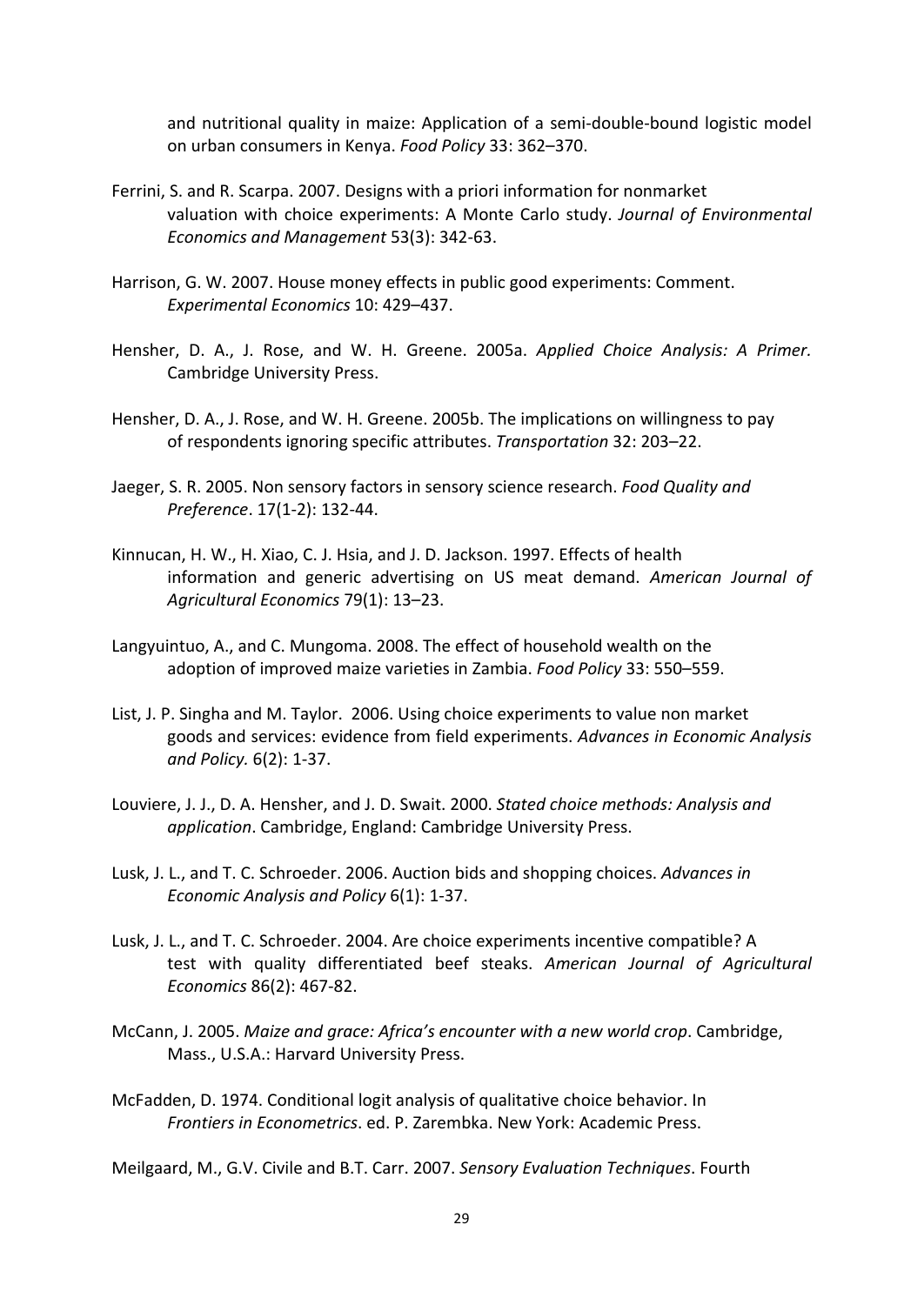and nutritional quality in maize: Application of a semi-double-bound logistic model on urban consumers in Kenya. *Food Policy* 33: 362–370.

Ferrini, S. and R. Scarpa. 2007. Designs with a priori information for nonmarket valuation with choice experiments: A Monte Carlo study. *Journal of Environmental Economics and Management* 53(3): 342-63.

Harrison, G. W. 2007. House money effects in public good experiments: Comment. *Experimental Economics* 10: 429–437.

Hensher, D. A., J. Rose, and W. H. Greene. 2005a. *Applied Choice Analysis: A Primer.* Cambridge University Press.

Hensher, D. A., J. Rose, and W. H. Greene. 2005b. The implications on willingness to pay of respondents ignoring specific attributes. *Transportation* 32: 203–22.

Jaeger, S. R. 2005. Non sensory factors in sensory science research. *Food Quality and Preference*. 17(1-2): 132-44.

Kinnucan, H. W., H. Xiao, C. J. Hsia, and J. D. Jackson. 1997. Effects of health information and generic advertising on US meat demand. *American Journal of Agricultural Economics* 79(1): 13–23.

Langyuintuo, A., and C. Mungoma. 2008. The effect of household wealth on the adoption of improved maize varieties in Zambia. *Food Policy* 33: 550–559.

List, J. P. Singha and M. Taylor. 2006. Using choice experiments to value non market goods and services: evidence from field experiments. *Advances in Economic Analysis and Policy.* 6(2): 1-37.

Louviere, J. J., D. A. Hensher, and J. D. Swait. 2000. *Stated choice methods: Analysis and application*. Cambridge, England: Cambridge University Press.

Lusk, J. L., and T. C. Schroeder. 2006. Auction bids and shopping choices. *Advances in Economic Analysis and Policy* 6(1): 1-37.

Lusk, J. L., and T. C. Schroeder. 2004. Are choice experiments incentive compatible? A test with quality differentiated beef steaks. *American Journal of Agricultural Economics* 86(2): 467-82.

McCann, J. 2005. *Maize and grace: Africa's encounter with a new world crop*. Cambridge, Mass., U.S.A.: Harvard University Press.

McFadden, D. 1974. Conditional logit analysis of qualitative choice behavior. In *Frontiers in Econometrics*. ed. P. Zarembka. New York: Academic Press.

Meilgaard, M., G.V. Civile and B.T. Carr. 2007. *Sensory Evaluation Techniques*. Fourth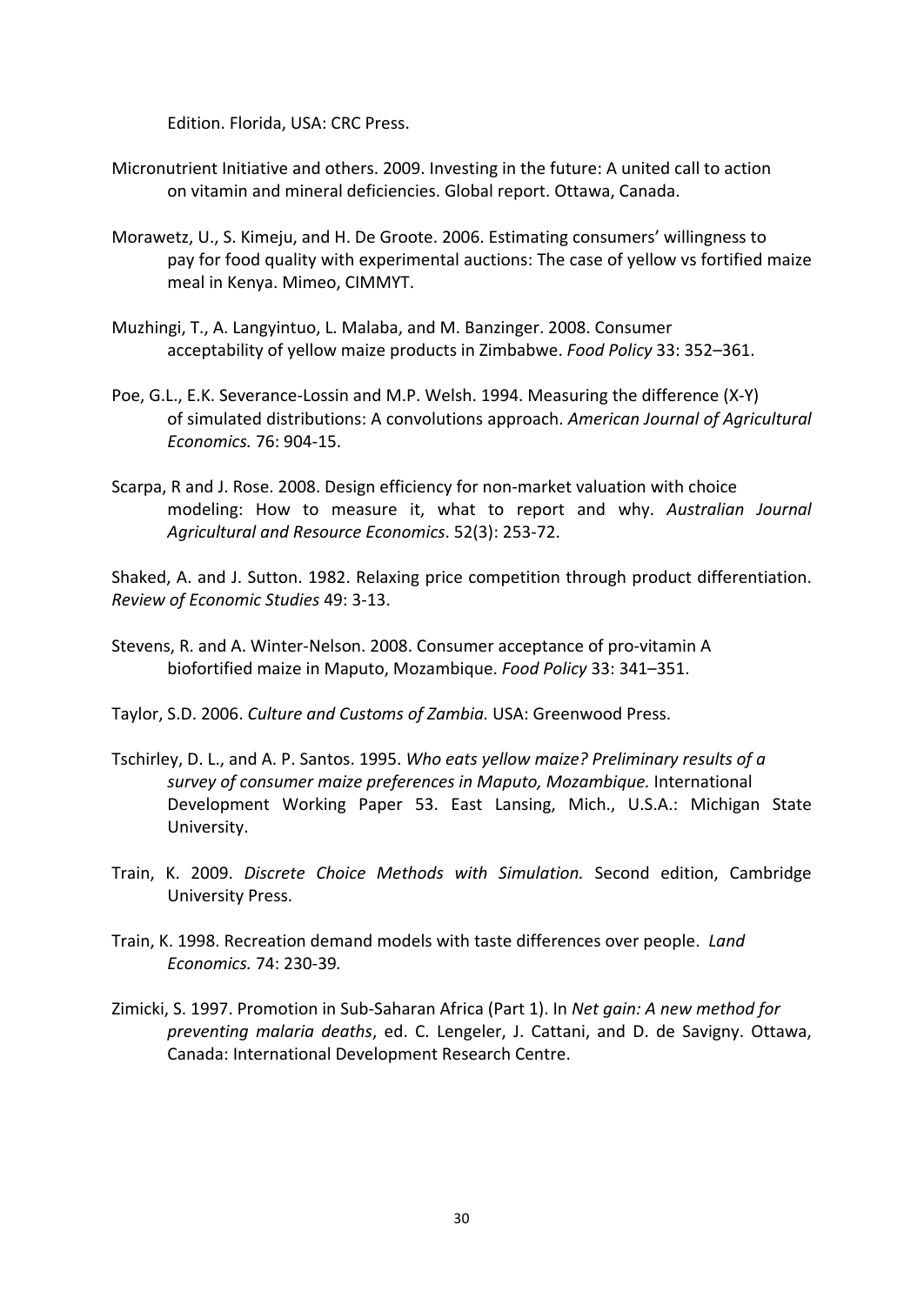Edition. Florida, USA: CRC Press.

Micronutrient Initiative and others. 2009. Investing in the future: A united call to action on vitamin and mineral deficiencies. Global report. Ottawa, Canada.

Morawetz, U., S. Kimeju, and H. De Groote. 2006. Estimating consumers' willingness to pay for food quality with experimental auctions: The case of yellow vs fortified maize meal in Kenya. Mimeo, CIMMYT.

Muzhingi, T., A. Langyintuo, L. Malaba, and M. Banzinger. 2008. Consumer acceptability of yellow maize products in Zimbabwe. *Food Policy* 33: 352–361.

Poe, G.L., E.K. Severance-Lossin and M.P. Welsh. 1994. Measuring the difference (X-Y) of simulated distributions: A convolutions approach. *American Journal of Agricultural Economics.* 76: 904-15.

Scarpa, R and J. Rose. 2008. Design efficiency for non-market valuation with choice modeling: How to measure it, what to report and why. *Australian Journal Agricultural and Resource Economics*. 52(3): 253-72.

Shaked, A. and J. Sutton. 1982. Relaxing price competition through product differentiation. *Review of Economic Studies* 49: 3-13.

Stevens, R. and A. Winter-Nelson. 2008. Consumer acceptance of pro-vitamin A biofortified maize in Maputo, Mozambique. *Food Policy* 33: 341–351.

Taylor, S.D. 2006. *Culture and Customs of Zambia.* USA: Greenwood Press.

Tschirley, D. L., and A. P. Santos. 1995. *Who eats yellow maize? Preliminary results of a survey of consumer maize preferences in Maputo, Mozambique.* International Development Working Paper 53. East Lansing, Mich., U.S.A.: Michigan State University.

Train, K. 2009. *Discrete Choice Methods with Simulation.* Second edition, Cambridge University Press.

Train, K. 1998. Recreation demand models with taste differences over people. *Land Economics.* 74: 230-39*.*

Zimicki, S. 1997. Promotion in Sub-Saharan Africa (Part 1). In *Net gain: A new method for preventing malaria deaths*, ed. C. Lengeler, J. Cattani, and D. de Savigny. Ottawa, Canada: International Development Research Centre.